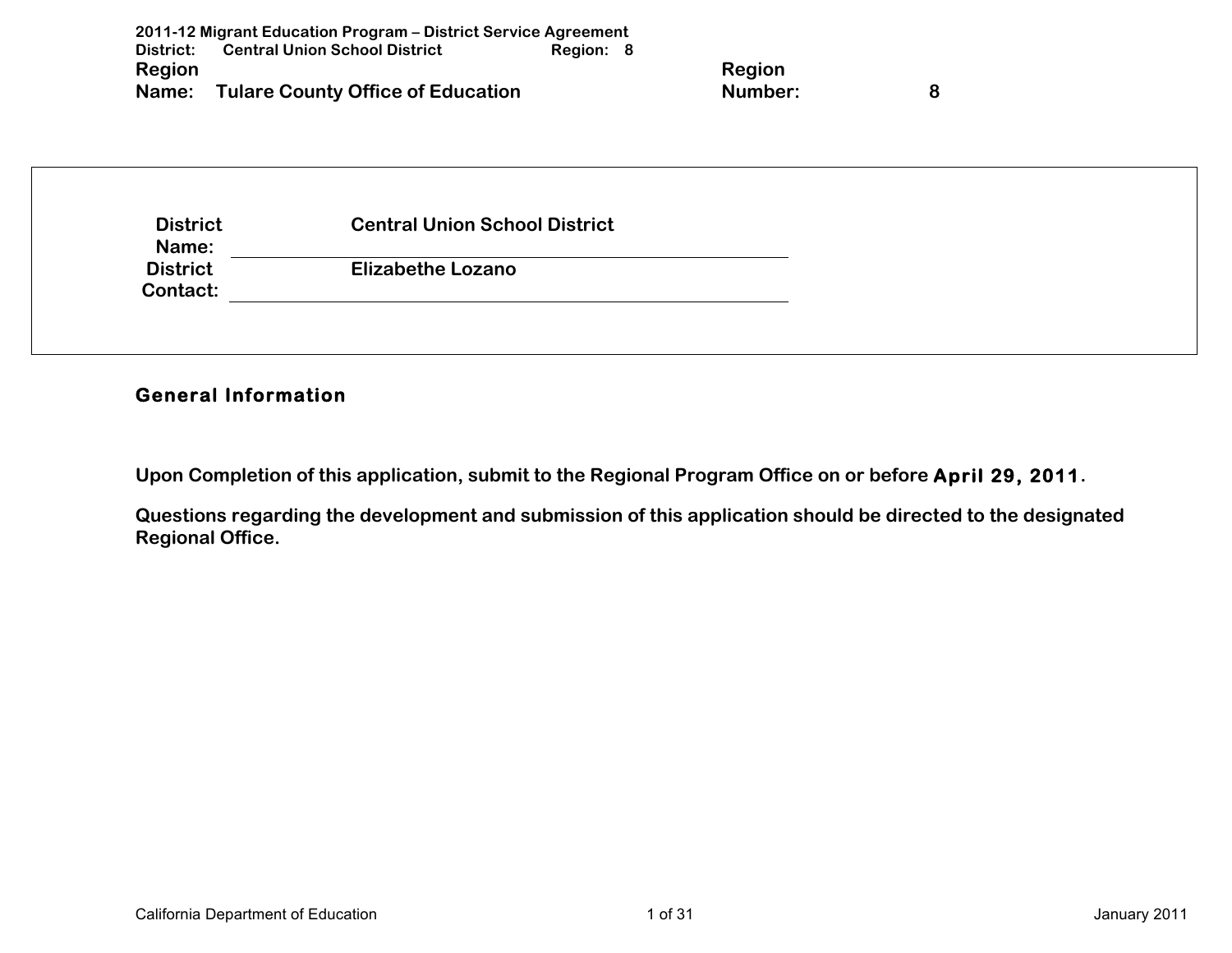**Region Name:** Tulare County Office of Education

**Region Number:** 8

| | |
|---|---|
| **District Name:** | **Central Union School District** |
| **District Contact:** | **Elizabethe Lozano** |

## General Information

**Upon Completion of this application, submit to the Regional Program Office on or before April 29, 2011.**

**Questions regarding the development and submission of this application should be directed to the designated Regional Office.**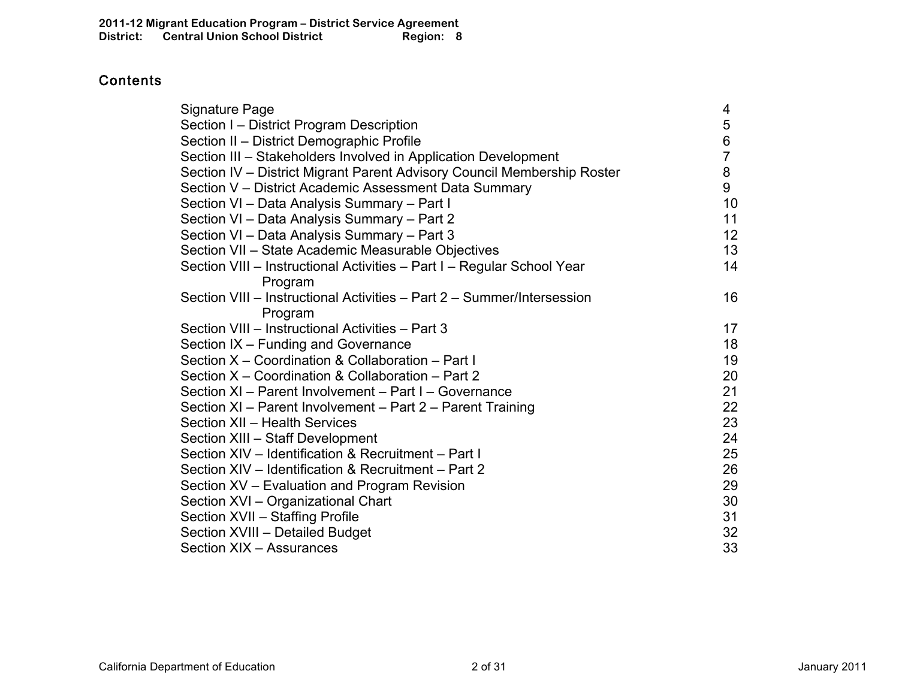## Contents

| | |
|---|---|
| Signature Page | 4 |
| Section I – District Program Description | 5 |
| Section II – District Demographic Profile | 6 |
| Section III – Stakeholders Involved in Application Development | 7 |
| Section IV – District Migrant Parent Advisory Council Membership Roster | 8 |
| Section V – District Academic Assessment Data Summary | 9 |
| Section VI – Data Analysis Summary – Part I | 10 |
| Section VI – Data Analysis Summary – Part 2 | 11 |
| Section VI – Data Analysis Summary – Part 3 | 12 |
| Section VII – State Academic Measurable Objectives | 13 |
| Section VIII – Instructional Activities – Part I – Regular School Year Program | 14 |
| Section VIII – Instructional Activities – Part 2 – Summer/Intersession Program | 16 |
| Section VIII – Instructional Activities – Part 3 | 17 |
| Section IX – Funding and Governance | 18 |
| Section X – Coordination & Collaboration – Part I | 19 |
| Section X – Coordination & Collaboration – Part 2 | 20 |
| Section XI – Parent Involvement – Part I – Governance | 21 |
| Section XI – Parent Involvement – Part 2 – Parent Training | 22 |
| Section XII – Health Services | 23 |
| Section XIII – Staff Development | 24 |
| Section XIV – Identification & Recruitment – Part I | 25 |
| Section XIV – Identification & Recruitment – Part 2 | 26 |
| Section XV – Evaluation and Program Revision | 29 |
| Section XVI – Organizational Chart | 30 |
| Section XVII – Staffing Profile | 31 |
| Section XVIII – Detailed Budget | 32 |
| Section XIX – Assurances | 33 |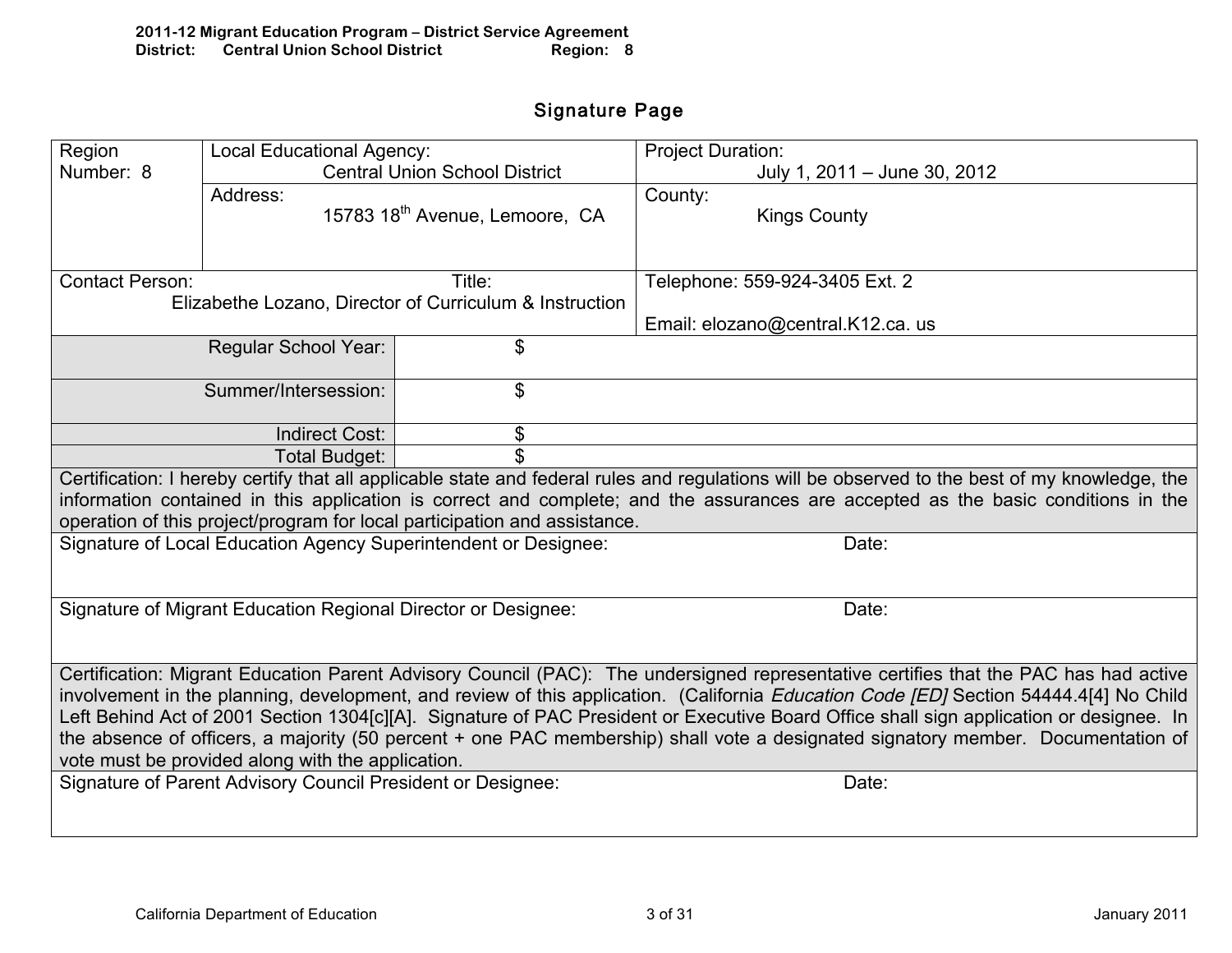## Signature Page

| Region Number: 8 | Local Educational Agency: Central Union School District | Project Duration: July 1, 2011 – June 30, 2012 |
|---|---|---|
| | Address: 15783 18th Avenue, Lemoore, CA | County: Kings County |
| Contact Person: Title: Elizabethe Lozano, Director of Curriculum & Instruction | | Telephone: 559-924-3405 Ext. 2<br><br>Email: elozano@central.K12.ca. us |

| | |
|---|---|
| Regular School Year: | $ |
| Summer/Intersession: | $ |
| Indirect Cost: | $ |
| Total Budget: | $ |

| | |
|---|---|
| Certification: I hereby certify that all applicable state and federal rules and regulations will be observed to the best of my knowledge, the information contained in this application is correct and complete; and the assurances are accepted as the basic conditions in the operation of this project/program for local participation and assistance. | |
| Signature of Local Education Agency Superintendent or Designee: | Date: |
| Signature of Migrant Education Regional Director or Designee: | Date: |
| Certification: Migrant Education Parent Advisory Council (PAC): The undersigned representative certifies that the PAC has had active involvement in the planning, development, and review of this application. (California *Education Code [ED]* Section 54444.4[4] No Child Left Behind Act of 2001 Section 1304[c][A]. Signature of PAC President or Executive Board Office shall sign application or designee. In the absence of officers, a majority (50 percent + one PAC membership) shall vote a designated signatory member. Documentation of vote must be provided along with the application. | |
| Signature of Parent Advisory Council President or Designee: | Date: |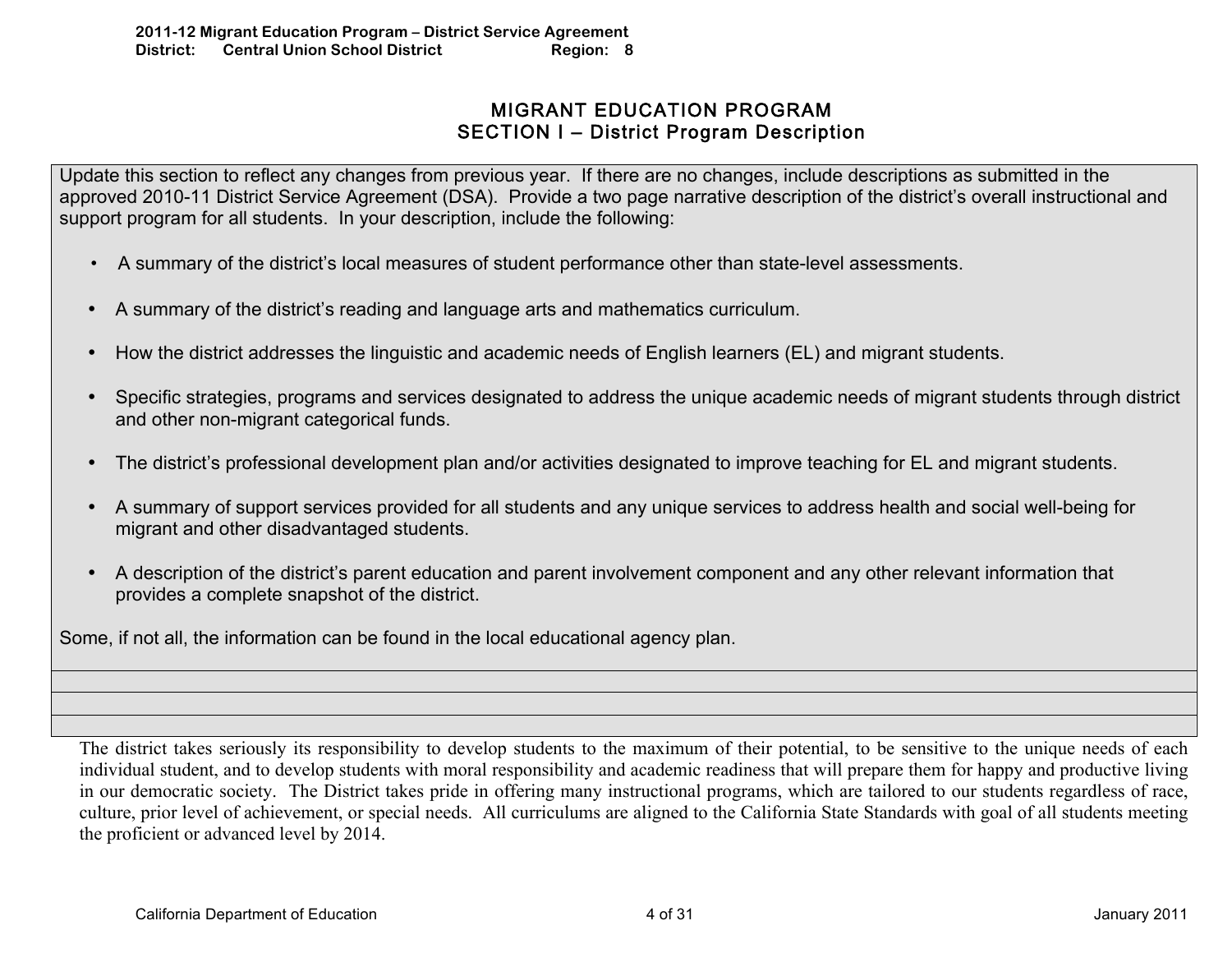# MIGRANT EDUCATION PROGRAM
## SECTION I – District Program Description

Update this section to reflect any changes from previous year. If there are no changes, include descriptions as submitted in the approved 2010-11 District Service Agreement (DSA). Provide a two page narrative description of the district's overall instructional and support program for all students. In your description, include the following:

- A summary of the district's local measures of student performance other than state-level assessments.
- A summary of the district's reading and language arts and mathematics curriculum.
- How the district addresses the linguistic and academic needs of English learners (EL) and migrant students.
- Specific strategies, programs and services designated to address the unique academic needs of migrant students through district and other non-migrant categorical funds.
- The district's professional development plan and/or activities designated to improve teaching for EL and migrant students.
- A summary of support services provided for all students and any unique services to address health and social well-being for migrant and other disadvantaged students.
- A description of the district's parent education and parent involvement component and any other relevant information that provides a complete snapshot of the district.

Some, if not all, the information can be found in the local educational agency plan.

The district takes seriously its responsibility to develop students to the maximum of their potential, to be sensitive to the unique needs of each individual student, and to develop students with moral responsibility and academic readiness that will prepare them for happy and productive living in our democratic society. The District takes pride in offering many instructional programs, which are tailored to our students regardless of race, culture, prior level of achievement, or special needs. All curriculums are aligned to the California State Standards with goal of all students meeting the proficient or advanced level by 2014.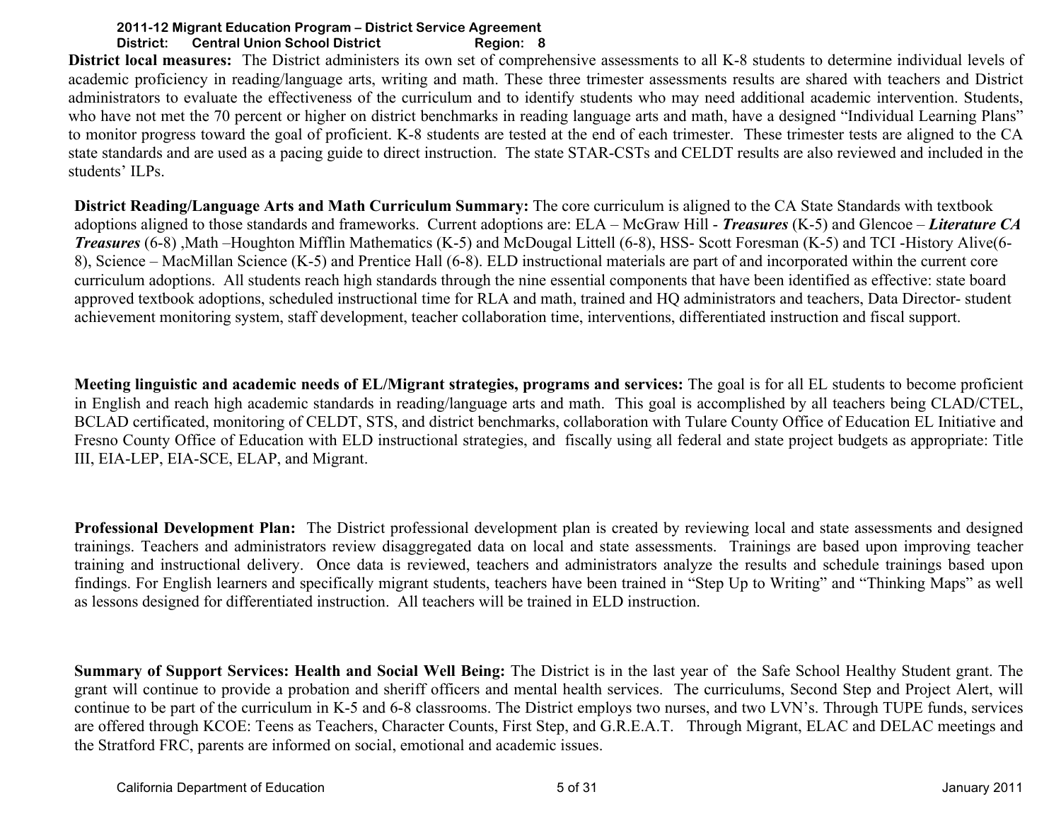**District local measures:** The District administers its own set of comprehensive assessments to all K-8 students to determine individual levels of academic proficiency in reading/language arts, writing and math. These three trimester assessments results are shared with teachers and District administrators to evaluate the effectiveness of the curriculum and to identify students who may need additional academic intervention. Students, who have not met the 70 percent or higher on district benchmarks in reading language arts and math, have a designed "Individual Learning Plans" to monitor progress toward the goal of proficient. K-8 students are tested at the end of each trimester. These trimester tests are aligned to the CA state standards and are used as a pacing guide to direct instruction. The state STAR-CSTs and CELDT results are also reviewed and included in the students' ILPs.

**District Reading/Language Arts and Math Curriculum Summary:** The core curriculum is aligned to the CA State Standards with textbook adoptions aligned to those standards and frameworks. Current adoptions are: ELA – McGraw Hill - ***Treasures*** (K-5) and Glencoe – ***Literature CA Treasures*** (6-8) ,Math –Houghton Mifflin Mathematics (K-5) and McDougal Littell (6-8), HSS- Scott Foresman (K-5) and TCI -History Alive(6-8), Science – MacMillan Science (K-5) and Prentice Hall (6-8). ELD instructional materials are part of and incorporated within the current core curriculum adoptions. All students reach high standards through the nine essential components that have been identified as effective: state board approved textbook adoptions, scheduled instructional time for RLA and math, trained and HQ administrators and teachers, Data Director- student achievement monitoring system, staff development, teacher collaboration time, interventions, differentiated instruction and fiscal support.

**Meeting linguistic and academic needs of EL/Migrant strategies, programs and services:** The goal is for all EL students to become proficient in English and reach high academic standards in reading/language arts and math. This goal is accomplished by all teachers being CLAD/CTEL, BCLAD certificated, monitoring of CELDT, STS, and district benchmarks, collaboration with Tulare County Office of Education EL Initiative and Fresno County Office of Education with ELD instructional strategies, and fiscally using all federal and state project budgets as appropriate: Title III, EIA-LEP, EIA-SCE, ELAP, and Migrant.

**Professional Development Plan:** The District professional development plan is created by reviewing local and state assessments and designed trainings. Teachers and administrators review disaggregated data on local and state assessments. Trainings are based upon improving teacher training and instructional delivery. Once data is reviewed, teachers and administrators analyze the results and schedule trainings based upon findings. For English learners and specifically migrant students, teachers have been trained in "Step Up to Writing" and "Thinking Maps" as well as lessons designed for differentiated instruction. All teachers will be trained in ELD instruction.

**Summary of Support Services: Health and Social Well Being:** The District is in the last year of the Safe School Healthy Student grant. The grant will continue to provide a probation and sheriff officers and mental health services. The curriculums, Second Step and Project Alert, will continue to be part of the curriculum in K-5 and 6-8 classrooms. The District employs two nurses, and two LVN's. Through TUPE funds, services are offered through KCOE: Teens as Teachers, Character Counts, First Step, and G.R.E.A.T. Through Migrant, ELAC and DELAC meetings and the Stratford FRC, parents are informed on social, emotional and academic issues.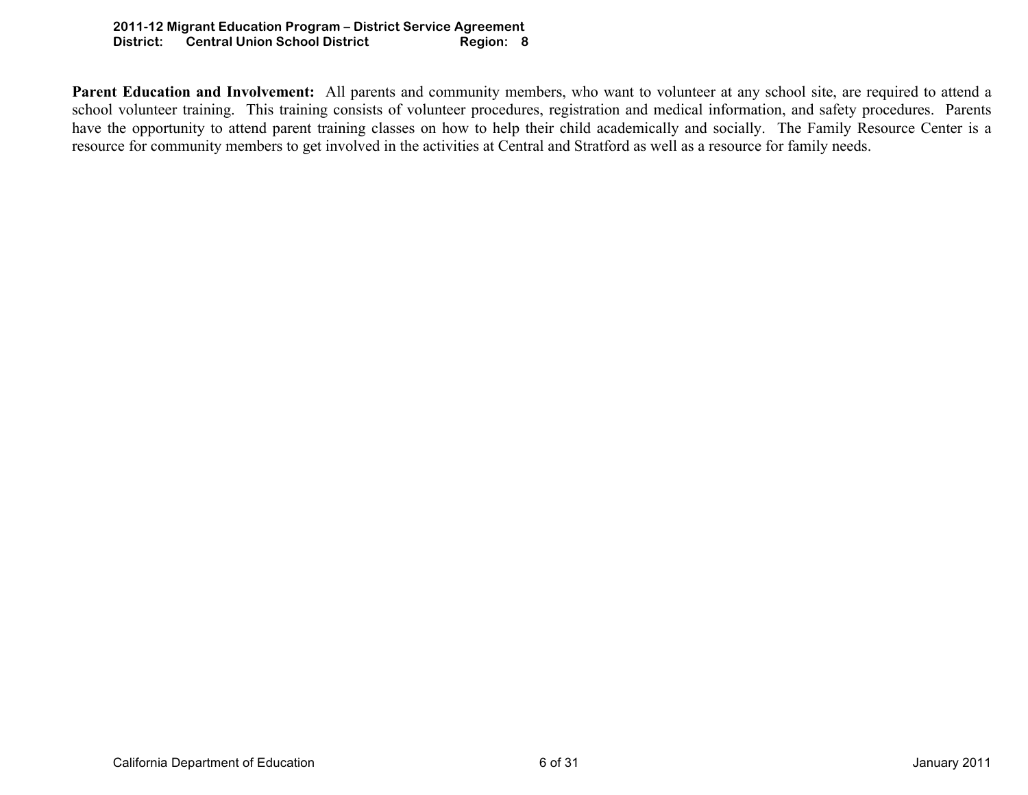**Parent Education and Involvement:** All parents and community members, who want to volunteer at any school site, are required to attend a school volunteer training. This training consists of volunteer procedures, registration and medical information, and safety procedures. Parents have the opportunity to attend parent training classes on how to help their child academically and socially. The Family Resource Center is a resource for community members to get involved in the activities at Central and Stratford as well as a resource for family needs.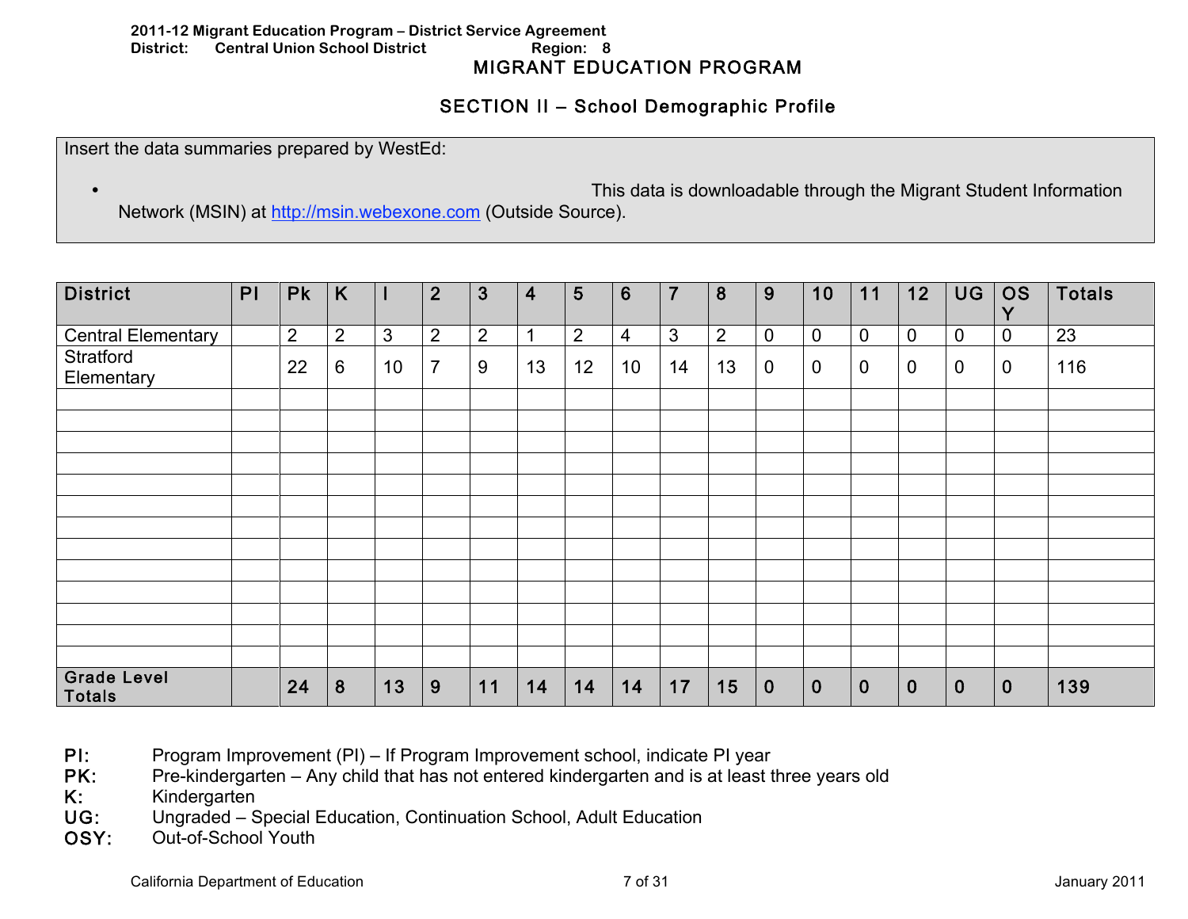# MIGRANT EDUCATION PROGRAM

## SECTION II – School Demographic Profile

Insert the data summaries prepared by WestEd:

- This data is downloadable through the Migrant Student Information Network (MSIN) at http://msin.webexone.com (Outside Source).

| District | PI | Pk | K | I | 2 | 3 | 4 | 5 | 6 | 7 | 8 | 9 | 10 | 11 | 12 | UG | OSY | Totals |
|---|---|---|---|---|---|---|---|---|---|---|---|---|---|---|---|---|---|---|
| Central Elementary | | 2 | 2 | 3 | 2 | 2 | 1 | 2 | 4 | 3 | 2 | 0 | 0 | 0 | 0 | 0 | 0 | 23 |
| Stratford Elementary | | 22 | 6 | 10 | 7 | 9 | 13 | 12 | 10 | 14 | 13 | 0 | 0 | 0 | 0 | 0 | 0 | 116 |
| | | | | | | | | | | | | | | | | | | |
| | | | | | | | | | | | | | | | | | | |
| | | | | | | | | | | | | | | | | | | |
| | | | | | | | | | | | | | | | | | | |
| | | | | | | | | | | | | | | | | | | |
| | | | | | | | | | | | | | | | | | | |
| | | | | | | | | | | | | | | | | | | |
| | | | | | | | | | | | | | | | | | | |
| | | | | | | | | | | | | | | | | | | |
| | | | | | | | | | | | | | | | | | | |
| | | | | | | | | | | | | | | | | | | |
| | | | | | | | | | | | | | | | | | | |
| | | | | | | | | | | | | | | | | | | |
| **Grade Level Totals** | | **24** | **8** | **13** | **9** | **11** | **14** | **14** | **14** | **17** | **15** | **0** | **0** | **0** | **0** | **0** | **0** | **139** |

**PI:** Program Improvement (PI) – If Program Improvement school, indicate PI year
**PK:** Pre-kindergarten – Any child that has not entered kindergarten and is at least three years old
**K:** Kindergarten
**UG:** Ungraded – Special Education, Continuation School, Adult Education
**OSY:** Out-of-School Youth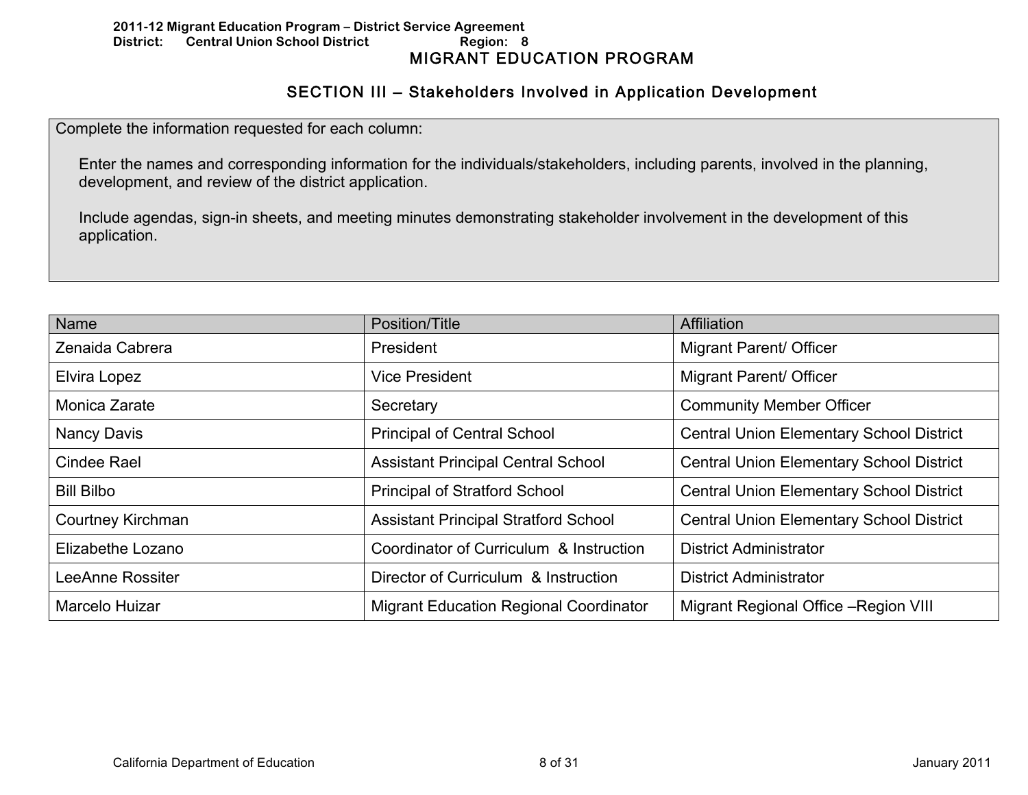# MIGRANT EDUCATION PROGRAM

## SECTION III – Stakeholders Involved in Application Development

Complete the information requested for each column:

Enter the names and corresponding information for the individuals/stakeholders, including parents, involved in the planning, development, and review of the district application.

Include agendas, sign-in sheets, and meeting minutes demonstrating stakeholder involvement in the development of this application.

| Name | Position/Title | Affiliation |
|---|---|---|
| Zenaida Cabrera | President | Migrant Parent/ Officer |
| Elvira Lopez | Vice President | Migrant Parent/ Officer |
| Monica Zarate | Secretary | Community Member Officer |
| Nancy Davis | Principal of Central School | Central Union Elementary School District |
| Cindee Rael | Assistant Principal Central School | Central Union Elementary School District |
| Bill Bilbo | Principal of Stratford School | Central Union Elementary School District |
| Courtney Kirchman | Assistant Principal Stratford School | Central Union Elementary School District |
| Elizabethe Lozano | Coordinator of Curriculum & Instruction | District Administrator |
| LeeAnne Rossiter | Director of Curriculum & Instruction | District Administrator |
| Marcelo Huizar | Migrant Education Regional Coordinator | Migrant Regional Office –Region VIII |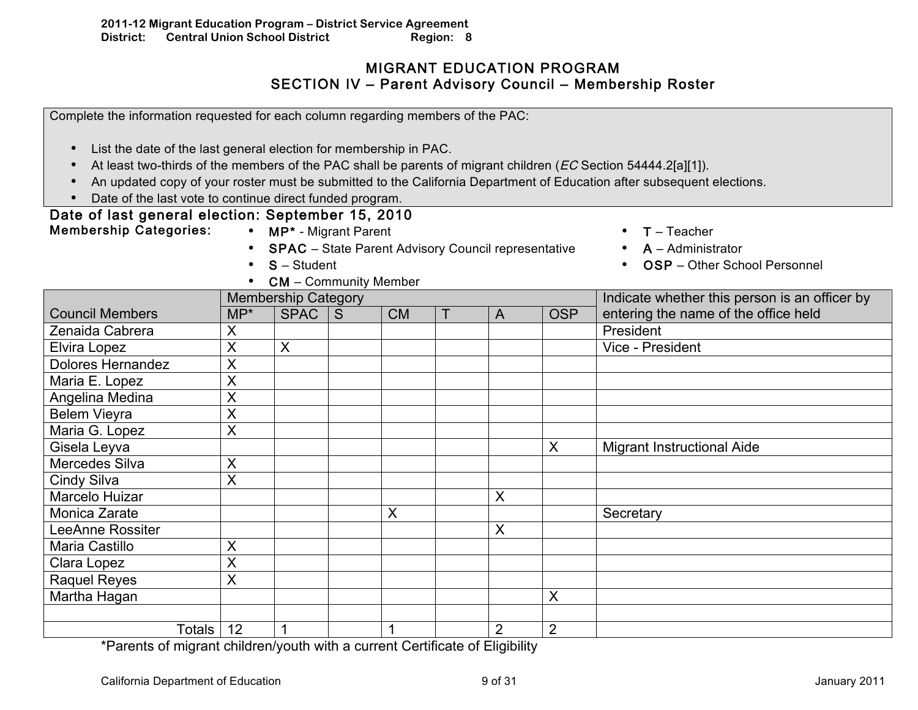2011-12 Migrant Education Program – District Service Agreement
District: Central Union School District Region: 8

# MIGRANT EDUCATION PROGRAM
## SECTION IV – Parent Advisory Council – Membership Roster

Complete the information requested for each column regarding members of the PAC:

- List the date of the last general election for membership in PAC.
- At least two-thirds of the members of the PAC shall be parents of migrant children (*EC* Section 54444.2[a][1]).
- An updated copy of your roster must be submitted to the California Department of Education after subsequent elections.
- Date of the last vote to continue direct funded program.

**Date of last general election: September 15, 2010**

**Membership Categories:**

- **MP*** - Migrant Parent
- **SPAC** – State Parent Advisory Council representative
- **S** – Student
- **CM** – Community Member
- **T** – Teacher
- **A** – Administrator
- **OSP** – Other School Personnel

| Council Members | Membership Category | | | | | | | Indicate whether this person is an officer by entering the name of the office held |
|---|---|---|---|---|---|---|---|---|
| | MP* | SPAC | S | CM | T | A | OSP | |
| Zenaida Cabrera | X | | | | | | | President |
| Elvira Lopez | X | X | | | | | | Vice - President |
| Dolores Hernandez | X | | | | | | | |
| Maria E. Lopez | X | | | | | | | |
| Angelina Medina | X | | | | | | | |
| Belem Vieyra | X | | | | | | | |
| Maria G. Lopez | X | | | | | | | |
| Gisela Leyva | | | | | | | X | Migrant Instructional Aide |
| Mercedes Silva | X | | | | | | | |
| Cindy Silva | X | | | | | | | |
| Marcelo Huizar | | | | | | X | | |
| Monica Zarate | | | | X | | | | Secretary |
| LeeAnne Rossiter | | | | | | X | | |
| Maria Castillo | X | | | | | | | |
| Clara Lopez | X | | | | | | | |
| Raquel Reyes | X | | | | | | | |
| Martha Hagan | | | | | | | X | |
| | | | | | | | | |
| Totals | 12 | 1 | | 1 | | 2 | 2 | |

*Parents of migrant children/youth with a current Certificate of Eligibility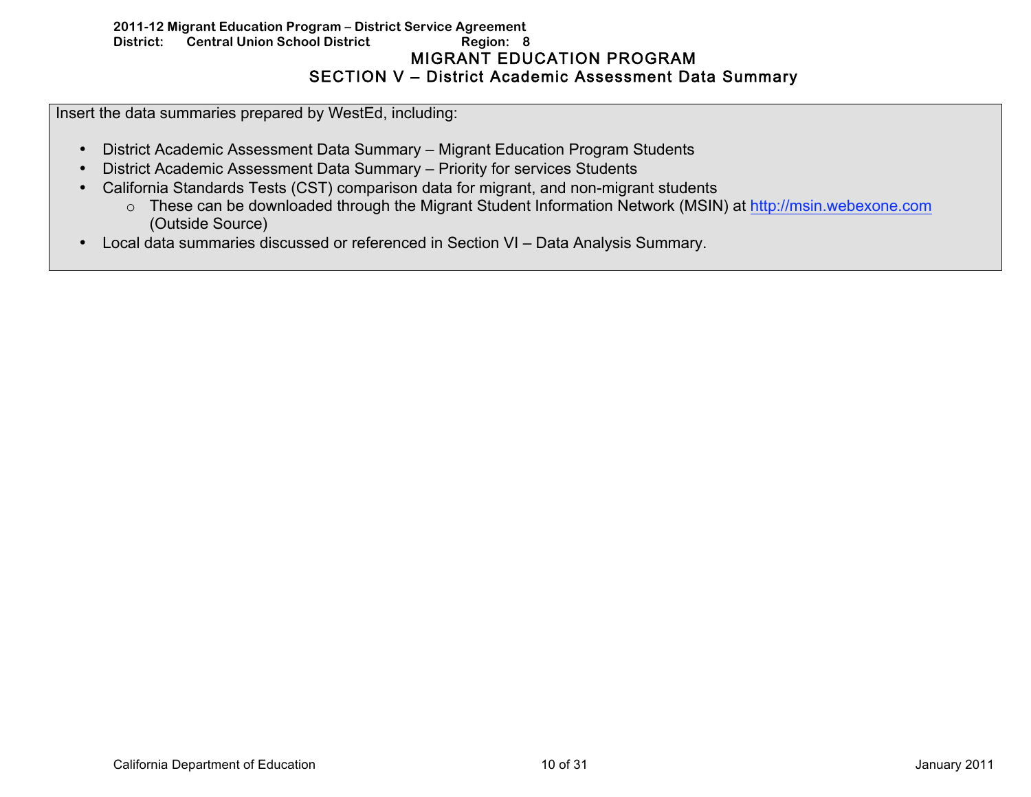# MIGRANT EDUCATION PROGRAM

## SECTION V – District Academic Assessment Data Summary

Insert the data summaries prepared by WestEd, including:

- District Academic Assessment Data Summary – Migrant Education Program Students
- District Academic Assessment Data Summary – Priority for services Students
- California Standards Tests (CST) comparison data for migrant, and non-migrant students
  - These can be downloaded through the Migrant Student Information Network (MSIN) at http://msin.webexone.com (Outside Source)
- Local data summaries discussed or referenced in Section VI – Data Analysis Summary.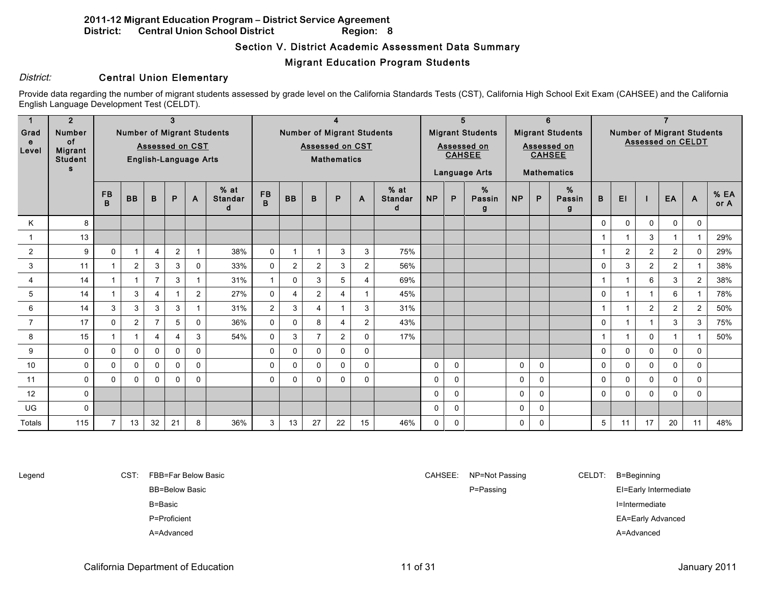**2011-12 Migrant Education Program – District Service Agreement**
**District: Central Union School District Region: 8**

## Section V. District Academic Assessment Data Summary

### Migrant Education Program Students

*District:* **Central Union Elementary**

Provide data regarding the number of migrant students assessed by grade level on the California Standards Tests (CST), California High School Exit Exam (CAHSEE) and the California English Language Development Test (CELDT).

| 1 | 2 | 3 | | | | | | 4 | | | | | | 5 | | | 6 | | | 7 | | | | | |
|---|---|---|---|---|---|---|---|---|---|---|---|---|---|---|---|---|---|---|---|---|---|---|---|---|---|
| Grade Level | Number of Migrant Students | Number of Migrant Students Assessed on CST English-Language Arts | | | | | | Number of Migrant Students Assessed on CST Mathematics | | | | | | Migrant Students Assessed on CAHSEE Language Arts | | | Migrant Students Assessed on CAHSEE Mathematics | | | Number of Migrant Students Assessed on CELDT | | | | | |
| | | FBB | BB | B | P | A | % at Standard | FBB | BB | B | P | A | % at Standard | NP | P | % Passing | NP | P | % Passing | B | EI | I | EA | A | % EA or A |
| K | 8 | | | | | | | | | | | | | | | | | | | 0 | 0 | 0 | 0 | 0 | |
| 1 | 13 | | | | | | | | | | | | | | | | | | | 1 | 1 | 3 | 1 | 1 | 29% |
| 2 | 9 | 0 | 1 | 4 | 2 | 1 | 38% | 0 | 1 | 1 | 3 | 3 | 75% | | | | | | | 1 | 2 | 2 | 2 | 0 | 29% |
| 3 | 11 | 1 | 2 | 3 | 3 | 0 | 33% | 0 | 2 | 2 | 3 | 2 | 56% | | | | | | | 0 | 3 | 2 | 2 | 1 | 38% |
| 4 | 14 | 1 | 1 | 7 | 3 | 1 | 31% | 1 | 0 | 3 | 5 | 4 | 69% | | | | | | | 1 | 1 | 6 | 3 | 2 | 38% |
| 5 | 14 | 1 | 3 | 4 | 1 | 2 | 27% | 0 | 4 | 2 | 4 | 1 | 45% | | | | | | | 0 | 1 | 1 | 6 | 1 | 78% |
| 6 | 14 | 3 | 3 | 3 | 3 | 1 | 31% | 2 | 3 | 4 | 1 | 3 | 31% | | | | | | | 1 | 1 | 2 | 2 | 2 | 50% |
| 7 | 17 | 0 | 2 | 7 | 5 | 0 | 36% | 0 | 0 | 8 | 4 | 2 | 43% | | | | | | | 0 | 1 | 1 | 3 | 3 | 75% |
| 8 | 15 | 1 | 1 | 4 | 4 | 3 | 54% | 0 | 3 | 7 | 2 | 0 | 17% | | | | | | | 1 | 1 | 0 | 1 | 1 | 50% |
| 9 | 0 | 0 | 0 | 0 | 0 | 0 | | 0 | 0 | 0 | 0 | 0 | | | | | | | | 0 | 0 | 0 | 0 | 0 | |
| 10 | 0 | 0 | 0 | 0 | 0 | 0 | | 0 | 0 | 0 | 0 | 0 | | 0 | 0 | | 0 | 0 | | 0 | 0 | 0 | 0 | 0 | |
| 11 | 0 | 0 | 0 | 0 | 0 | 0 | | 0 | 0 | 0 | 0 | 0 | | 0 | 0 | | 0 | 0 | | 0 | 0 | 0 | 0 | 0 | |
| 12 | 0 | | | | | | | | | | | | | 0 | 0 | | 0 | 0 | | 0 | 0 | 0 | 0 | 0 | |
| UG | 0 | | | | | | | | | | | | | 0 | 0 | | 0 | 0 | | | | | | | |
| Totals | 115 | 7 | 13 | 32 | 21 | 8 | 36% | 3 | 13 | 27 | 22 | 15 | 46% | 0 | 0 | | 0 | 0 | | 5 | 11 | 17 | 20 | 11 | 48% |

Legend

CST: FBB=Far Below Basic, BB=Below Basic, B=Basic, P=Proficient, A=Advanced

CAHSEE: NP=Not Passing, P=Passing

CELDT: B=Beginning, EI=Early Intermediate, I=Intermediate, EA=Early Advanced, A=Advanced

California Department of Education | January 2011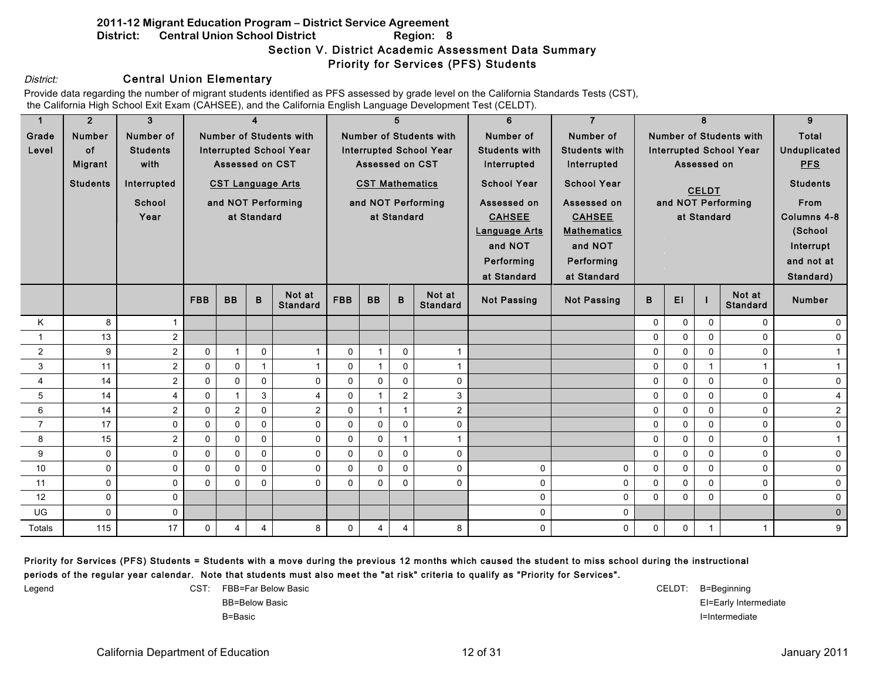**2011-12 Migrant Education Program – District Service Agreement**
**District: Central Union School District Region: 8**

## Section V. District Academic Assessment Data Summary
## Priority for Services (PFS) Students

*District:* **Central Union Elementary**

Provide data regarding the number of migrant students identified as PFS assessed by grade level on the California Standards Tests (CST), the California High School Exit Exam (CAHSEE), and the California English Language Development Test (CELDT).

| 1 | 2 | 3 | 4 | | | | 5 | | | | 6 | 7 | 8 | | | | 9 |
|---|---|---|---|---|---|---|---|---|---|---|---|---|---|---|---|---|---|
| Grade Level | Number of Migrant Students | Number of Students with Interrupted School Year | Number of Students with Interrupted School Year Assessed on CST CST Language Arts and NOT Performing at Standard | | | | Number of Students with Interrupted School Year Assessed on CST CST Mathematics and NOT Performing at Standard | | | | Number of Students with Interrupted School Year Assessed on CAHSEE Language Arts and NOT Performing at Standard | Number of Students with Interrupted School Year Assessed on CAHSEE Mathematics and NOT Performing at Standard | Number of Students with Interrupted School Year Assessed on CELDT and NOT Performing at Standard | | | | Total Unduplicated PFS Students From Columns 4-8 (School Interrupt and not at Standard) |
| | | | FBB | BB | B | Not at Standard | FBB | BB | B | Not at Standard | Not Passing | Not Passing | B | EI | I | Not at Standard | Number |
| K | 8 | 1 | | | | | | | | | | | 0 | 0 | 0 | 0 | 0 |
| 1 | 13 | 2 | | | | | | | | | | | 0 | 0 | 0 | 0 | 0 |
| 2 | 9 | 2 | 0 | 1 | 0 | 1 | 0 | 1 | 0 | 1 | | | 0 | 0 | 0 | 0 | 1 |
| 3 | 11 | 2 | 0 | 0 | 1 | 1 | 0 | 1 | 0 | 1 | | | 0 | 0 | 1 | 1 | 1 |
| 4 | 14 | 2 | 0 | 0 | 0 | 0 | 0 | 0 | 0 | 0 | | | 0 | 0 | 0 | 0 | 0 |
| 5 | 14 | 4 | 0 | 1 | 3 | 4 | 0 | 1 | 2 | 3 | | | 0 | 0 | 0 | 0 | 4 |
| 6 | 14 | 2 | 0 | 2 | 0 | 2 | 0 | 1 | 1 | 2 | | | 0 | 0 | 0 | 0 | 2 |
| 7 | 17 | 0 | 0 | 0 | 0 | 0 | 0 | 0 | 0 | 0 | | | 0 | 0 | 0 | 0 | 0 |
| 8 | 15 | 2 | 0 | 0 | 0 | 0 | 0 | 0 | 1 | 1 | | | 0 | 0 | 0 | 0 | 1 |
| 9 | 0 | 0 | 0 | 0 | 0 | 0 | 0 | 0 | 0 | 0 | | | 0 | 0 | 0 | 0 | 0 |
| 10 | 0 | 0 | 0 | 0 | 0 | 0 | 0 | 0 | 0 | 0 | 0 | 0 | 0 | 0 | 0 | 0 | 0 |
| 11 | 0 | 0 | 0 | 0 | 0 | 0 | 0 | 0 | 0 | 0 | 0 | 0 | 0 | 0 | 0 | 0 | 0 |
| 12 | 0 | 0 | | | | | | | | | 0 | 0 | 0 | 0 | 0 | 0 | 0 |
| UG | 0 | 0 | | | | | | | | | 0 | 0 | | | | | 0 |
| Totals | 115 | 17 | 0 | 4 | 4 | 8 | 0 | 4 | 4 | 8 | 0 | 0 | 0 | 0 | 1 | 1 | 9 |

**Priority for Services (PFS) Students = Students with a move during the previous 12 months which caused the student to miss school during the instructional periods of the regular year calendar. Note that students must also meet the "at risk" criteria to qualify as "Priority for Services".**

Legend

CST: FBB=Far Below Basic
BB=Below Basic
B=Basic

CELDT: B=Beginning
EI=Early Intermediate
I=Intermediate

California Department of Education — January 2011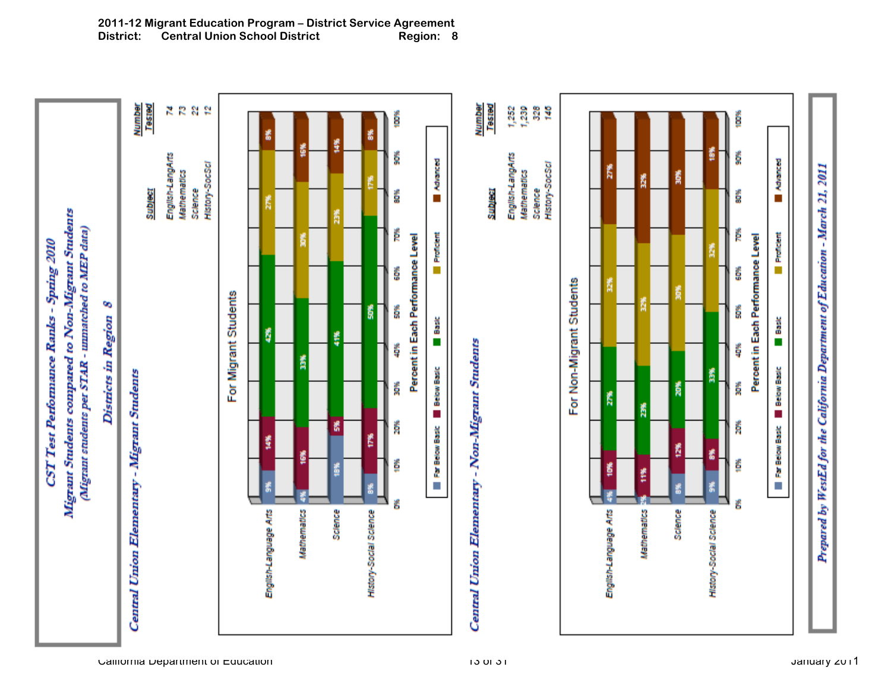**2011-12 Migrant Education Program – District Service Agreement**
**District: Central Union School District Region: 8**

# CST Test Performance Ranks - Spring 2010

## Migrant Students compared to Non-Migrant Students

*(Migrant students per STAR - unmatched to MEP data)*

### Districts in Region 8

## *Central Union Elementary - Migrant Students*

| Subject | Number Tested |
|---|---|
| English-LangArts | 74 |
| Mathematics | 73 |
| Science | 22 |
| History-SocSci | 12 |

**For Migrant Students**

Percent in Each Performance Level

| Subject | Far Below Basic | Below Basic | Basic | Proficient | Advanced |
|---|---|---|---|---|---|
| English-Language Arts | 9% | 14% | 42% | 27% | 8% |
| Mathematics | 4% | 16% | 33% | 30% | 16% |
| Science | 18% | 5% | 41% | 23% | 14% |
| History-Social Science | 8% | 17% | 50% | 17% | 8% |

## *Central Union Elementary - Non-Migrant Students*

| Subject | Number Tested |
|---|---|
| English-LangArts | 1,252 |
| Mathematics | 1,239 |
| Science | 328 |
| History-SocSci | 145 |

**For Non-Migrant Students**

Percent in Each Performance Level

| Subject | Far Below Basic | Below Basic | Basic | Proficient | Advanced |
|---|---|---|---|---|---|
| English-Language Arts | 4% | 10% | 27% | 32% | 27% |
| Mathematics | 2% | 11% | 23% | 32% | 32% |
| Science | 8% | 12% | 20% | 30% | 30% |
| History-Social Science | 9% | 8% | 33% | 32% | 18% |

*Prepared by WestEd for the California Department of Education - March 21, 2011*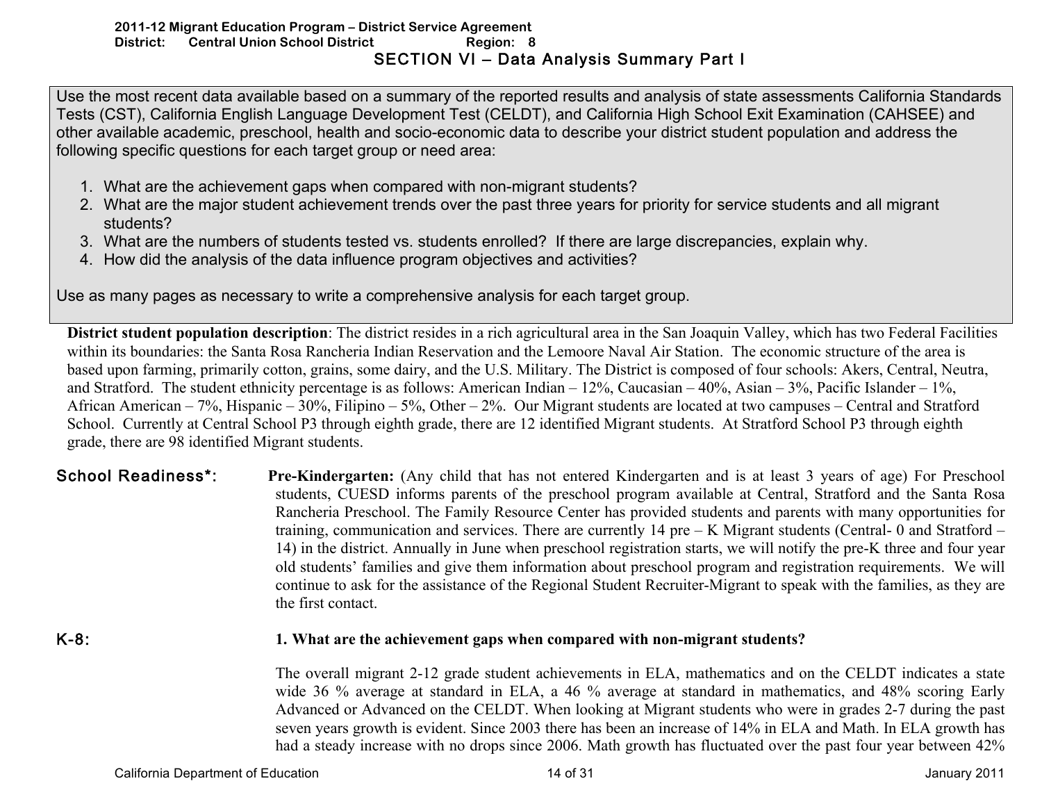2011-12 Migrant Education Program – District Service Agreement
District: Central Union School District Region: 8

# SECTION VI – Data Analysis Summary Part I

Use the most recent data available based on a summary of the reported results and analysis of state assessments California Standards Tests (CST), California English Language Development Test (CELDT), and California High School Exit Examination (CAHSEE) and other available academic, preschool, health and socio-economic data to describe your district student population and address the following specific questions for each target group or need area:

1. What are the achievement gaps when compared with non-migrant students?
2. What are the major student achievement trends over the past three years for priority for service students and all migrant students?
3. What are the numbers of students tested vs. students enrolled? If there are large discrepancies, explain why.
4. How did the analysis of the data influence program objectives and activities?

Use as many pages as necessary to write a comprehensive analysis for each target group.

**District student population description**: The district resides in a rich agricultural area in the San Joaquin Valley, which has two Federal Facilities within its boundaries: the Santa Rosa Rancheria Indian Reservation and the Lemoore Naval Air Station. The economic structure of the area is based upon farming, primarily cotton, grains, some dairy, and the U.S. Military. The District is composed of four schools: Akers, Central, Neutra, and Stratford. The student ethnicity percentage is as follows: American Indian – 12%, Caucasian – 40%, Asian – 3%, Pacific Islander – 1%, African American – 7%, Hispanic – 30%, Filipino – 5%, Other – 2%. Our Migrant students are located at two campuses – Central and Stratford School. Currently at Central School P3 through eighth grade, there are 12 identified Migrant students. At Stratford School P3 through eighth grade, there are 98 identified Migrant students.

## School Readiness*:

**Pre-Kindergarten:** (Any child that has not entered Kindergarten and is at least 3 years of age) For Preschool students, CUESD informs parents of the preschool program available at Central, Stratford and the Santa Rosa Rancheria Preschool. The Family Resource Center has provided students and parents with many opportunities for training, communication and services. There are currently 14 pre – K Migrant students (Central- 0 and Stratford – 14) in the district. Annually in June when preschool registration starts, we will notify the pre-K three and four year old students' families and give them information about preschool program and registration requirements. We will continue to ask for the assistance of the Regional Student Recruiter-Migrant to speak with the families, as they are the first contact.

## K-8:

**1. What are the achievement gaps when compared with non-migrant students?**

The overall migrant 2-12 grade student achievements in ELA, mathematics and on the CELDT indicates a state wide 36 % average at standard in ELA, a 46 % average at standard in mathematics, and 48% scoring Early Advanced or Advanced on the CELDT. When looking at Migrant students who were in grades 2-7 during the past seven years growth is evident. Since 2003 there has been an increase of 14% in ELA and Math. In ELA growth has had a steady increase with no drops since 2006. Math growth has fluctuated over the past four year between 42%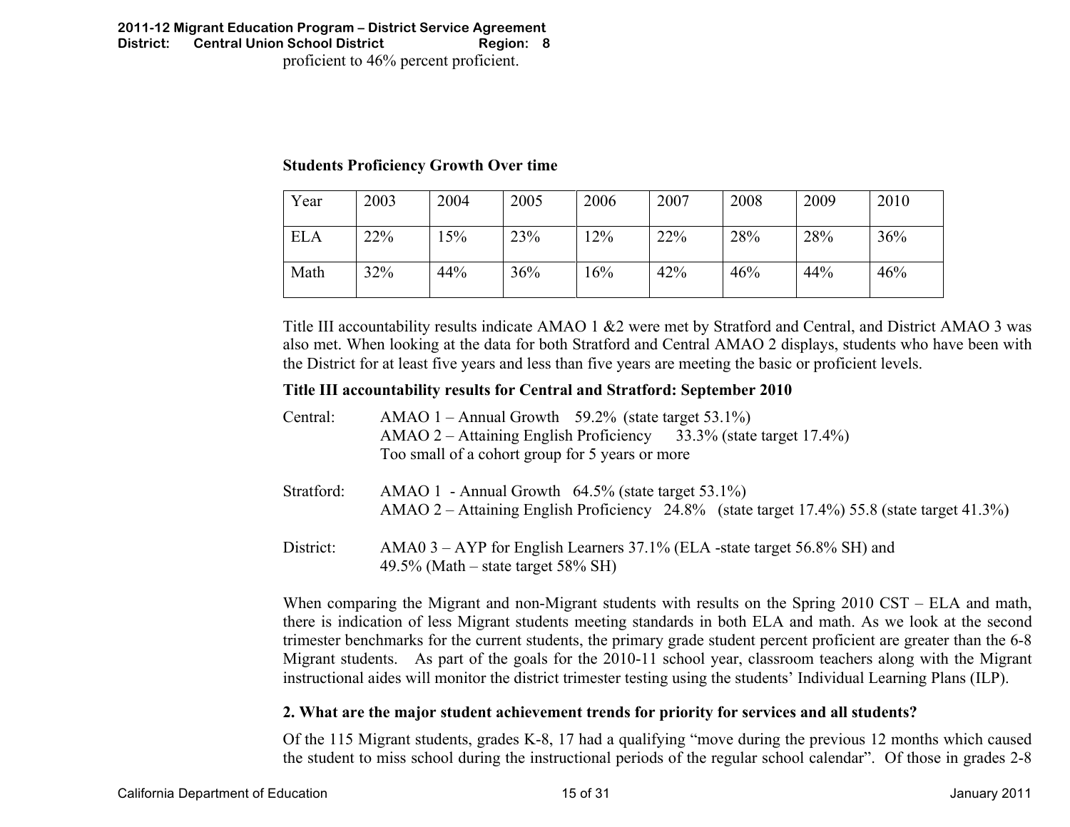proficient to 46% percent proficient.

**Students Proficiency Growth Over time**

| Year | 2003 | 2004 | 2005 | 2006 | 2007 | 2008 | 2009 | 2010 |
|---|---|---|---|---|---|---|---|---|
| ELA | 22% | 15% | 23% | 12% | 22% | 28% | 28% | 36% |
| Math | 32% | 44% | 36% | 16% | 42% | 46% | 44% | 46% |

Title III accountability results indicate AMAO 1 &2 were met by Stratford and Central, and District AMAO 3 was also met. When looking at the data for both Stratford and Central AMAO 2 displays, students who have been with the District for at least five years and less than five years are meeting the basic or proficient levels.

**Title III accountability results for Central and Stratford: September 2010**

Central: AMAO 1 – Annual Growth 59.2% (state target 53.1%)
AMAO 2 – Attaining English Proficiency 33.3% (state target 17.4%)
Too small of a cohort group for 5 years or more

Stratford: AMAO 1 - Annual Growth 64.5% (state target 53.1%)
AMAO 2 – Attaining English Proficiency 24.8% (state target 17.4%) 55.8 (state target 41.3%)

District: AMA0 3 – AYP for English Learners 37.1% (ELA -state target 56.8% SH) and
49.5% (Math – state target 58% SH)

When comparing the Migrant and non-Migrant students with results on the Spring 2010 CST – ELA and math, there is indication of less Migrant students meeting standards in both ELA and math. As we look at the second trimester benchmarks for the current students, the primary grade student percent proficient are greater than the 6-8 Migrant students. As part of the goals for the 2010-11 school year, classroom teachers along with the Migrant instructional aides will monitor the district trimester testing using the students' Individual Learning Plans (ILP).

**2. What are the major student achievement trends for priority for services and all students?**

Of the 115 Migrant students, grades K-8, 17 had a qualifying "move during the previous 12 months which caused the student to miss school during the instructional periods of the regular school calendar". Of those in grades 2-8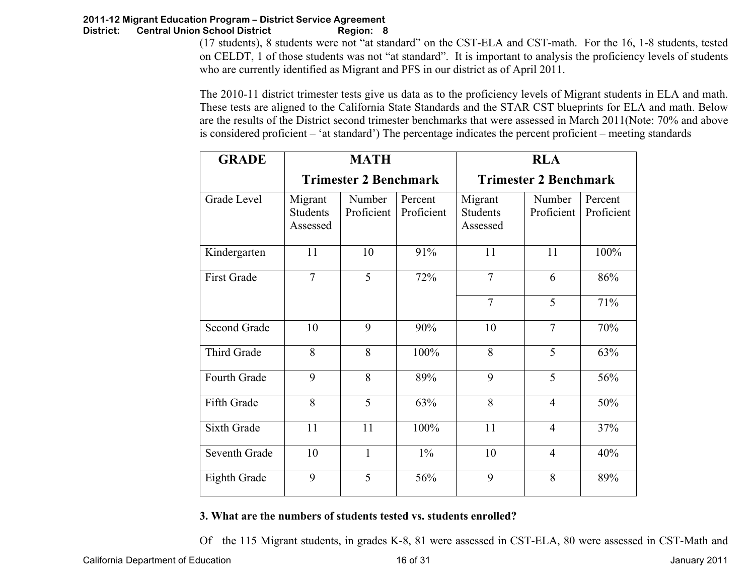(17 students), 8 students were not "at standard" on the CST-ELA and CST-math. For the 16, 1-8 students, tested on CELDT, 1 of those students was not "at standard". It is important to analysis the proficiency levels of students who are currently identified as Migrant and PFS in our district as of April 2011.

The 2010-11 district trimester tests give us data as to the proficiency levels of Migrant students in ELA and math. These tests are aligned to the California State Standards and the STAR CST blueprints for ELA and math. Below are the results of the District second trimester benchmarks that were assessed in March 2011(Note: 70% and above is considered proficient – 'at standard') The percentage indicates the percent proficient – meeting standards

| GRADE | MATH Trimester 2 Benchmark | | | RLA Trimester 2 Benchmark | | |
|---|---|---|---|---|---|---|
| Grade Level | Migrant Students Assessed | Number Proficient | Percent Proficient | Migrant Students Assessed | Number Proficient | Percent Proficient |
| Kindergarten | 11 | 10 | 91% | 11 | 11 | 100% |
| First Grade | 7 | 5 | 72% | 7 | 6 | 86% |
| | | | | 7 | 5 | 71% |
| Second Grade | 10 | 9 | 90% | 10 | 7 | 70% |
| Third Grade | 8 | 8 | 100% | 8 | 5 | 63% |
| Fourth Grade | 9 | 8 | 89% | 9 | 5 | 56% |
| Fifth Grade | 8 | 5 | 63% | 8 | 4 | 50% |
| Sixth Grade | 11 | 11 | 100% | 11 | 4 | 37% |
| Seventh Grade | 10 | 1 | 1% | 10 | 4 | 40% |
| Eighth Grade | 9 | 5 | 56% | 9 | 8 | 89% |

**3. What are the numbers of students tested vs. students enrolled?**

Of the 115 Migrant students, in grades K-8, 81 were assessed in CST-ELA, 80 were assessed in CST-Math and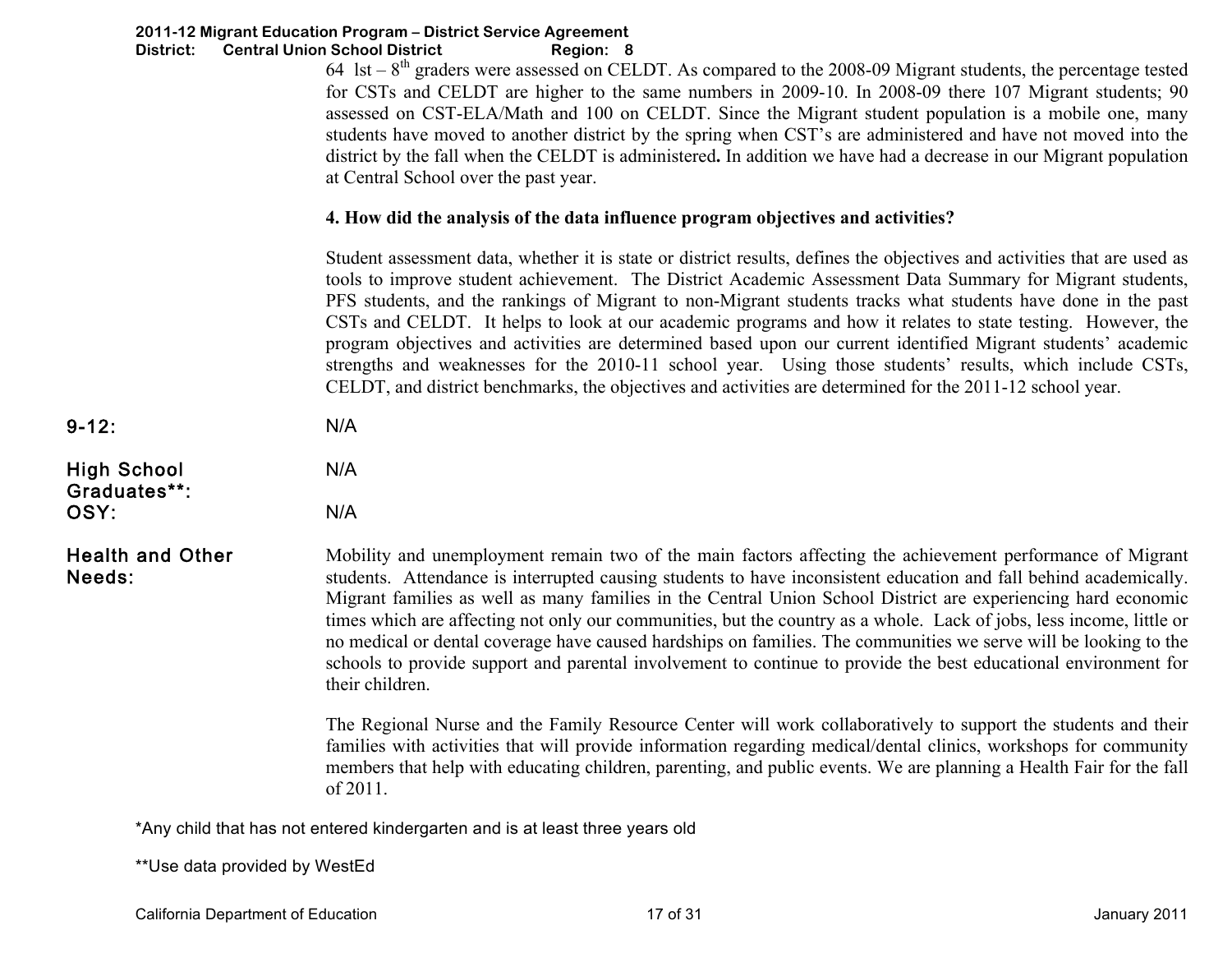64 lst – 8th graders were assessed on CELDT. As compared to the 2008-09 Migrant students, the percentage tested for CSTs and CELDT are higher to the same numbers in 2009-10. In 2008-09 there 107 Migrant students; 90 assessed on CST-ELA/Math and 100 on CELDT. Since the Migrant student population is a mobile one, many students have moved to another district by the spring when CST's are administered and have not moved into the district by the fall when the CELDT is administered**.** In addition we have had a decrease in our Migrant population at Central School over the past year.

**4. How did the analysis of the data influence program objectives and activities?**

Student assessment data, whether it is state or district results, defines the objectives and activities that are used as tools to improve student achievement. The District Academic Assessment Data Summary for Migrant students, PFS students, and the rankings of Migrant to non-Migrant students tracks what students have done in the past CSTs and CELDT. It helps to look at our academic programs and how it relates to state testing. However, the program objectives and activities are determined based upon our current identified Migrant students' academic strengths and weaknesses for the 2010-11 school year. Using those students' results, which include CSTs, CELDT, and district benchmarks, the objectives and activities are determined for the 2011-12 school year.

**9-12:** N/A

**High School Graduates**\*\*:** N/A

**OSY:** N/A

**Health and Other Needs:**

Mobility and unemployment remain two of the main factors affecting the achievement performance of Migrant students. Attendance is interrupted causing students to have inconsistent education and fall behind academically. Migrant families as well as many families in the Central Union School District are experiencing hard economic times which are affecting not only our communities, but the country as a whole. Lack of jobs, less income, little or no medical or dental coverage have caused hardships on families. The communities we serve will be looking to the schools to provide support and parental involvement to continue to provide the best educational environment for their children.

The Regional Nurse and the Family Resource Center will work collaboratively to support the students and their families with activities that will provide information regarding medical/dental clinics, workshops for community members that help with educating children, parenting, and public events. We are planning a Health Fair for the fall of 2011.

*Any child that has not entered kindergarten and is at least three years old

**Use data provided by WestEd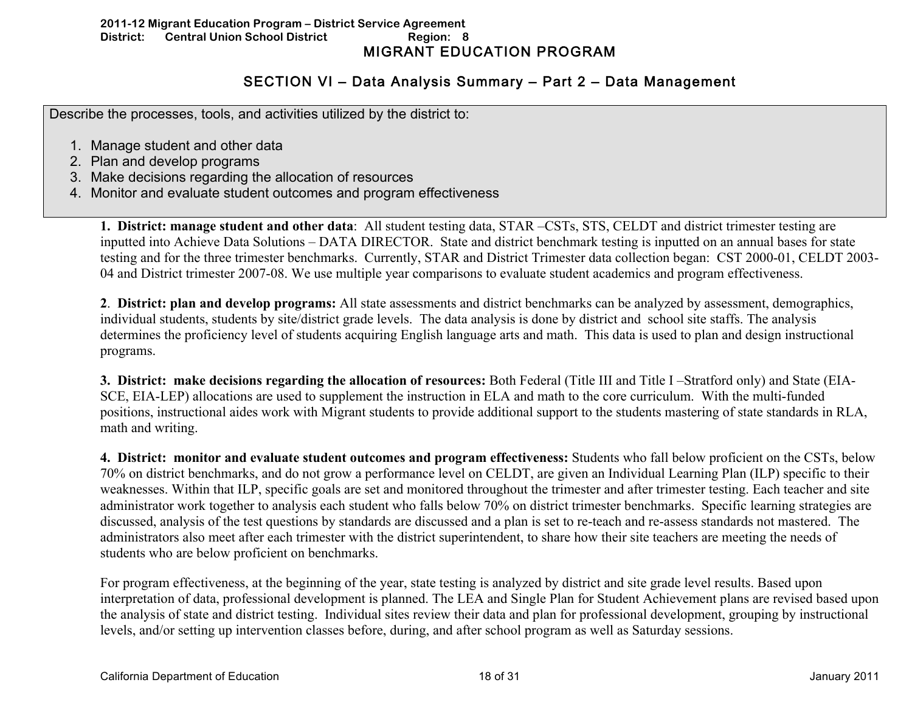# MIGRANT EDUCATION PROGRAM

## SECTION VI – Data Analysis Summary – Part 2 – Data Management

Describe the processes, tools, and activities utilized by the district to:

1. Manage student and other data
2. Plan and develop programs
3. Make decisions regarding the allocation of resources
4. Monitor and evaluate student outcomes and program effectiveness

**1. District: manage student and other data**: All student testing data, STAR –CSTs, STS, CELDT and district trimester testing are inputted into Achieve Data Solutions – DATA DIRECTOR. State and district benchmark testing is inputted on an annual bases for state testing and for the three trimester benchmarks. Currently, STAR and District Trimester data collection began: CST 2000-01, CELDT 2003-04 and District trimester 2007-08. We use multiple year comparisons to evaluate student academics and program effectiveness.

**2**. **District: plan and develop programs:** All state assessments and district benchmarks can be analyzed by assessment, demographics, individual students, students by site/district grade levels. The data analysis is done by district and school site staffs. The analysis determines the proficiency level of students acquiring English language arts and math. This data is used to plan and design instructional programs.

**3. District: make decisions regarding the allocation of resources:** Both Federal (Title III and Title I –Stratford only) and State (EIA-SCE, EIA-LEP) allocations are used to supplement the instruction in ELA and math to the core curriculum. With the multi-funded positions, instructional aides work with Migrant students to provide additional support to the students mastering of state standards in RLA, math and writing.

**4. District: monitor and evaluate student outcomes and program effectiveness:** Students who fall below proficient on the CSTs, below 70% on district benchmarks, and do not grow a performance level on CELDT, are given an Individual Learning Plan (ILP) specific to their weaknesses. Within that ILP, specific goals are set and monitored throughout the trimester and after trimester testing. Each teacher and site administrator work together to analysis each student who falls below 70% on district trimester benchmarks. Specific learning strategies are discussed, analysis of the test questions by standards are discussed and a plan is set to re-teach and re-assess standards not mastered. The administrators also meet after each trimester with the district superintendent, to share how their site teachers are meeting the needs of students who are below proficient on benchmarks.

For program effectiveness, at the beginning of the year, state testing is analyzed by district and site grade level results. Based upon interpretation of data, professional development is planned. The LEA and Single Plan for Student Achievement plans are revised based upon the analysis of state and district testing. Individual sites review their data and plan for professional development, grouping by instructional levels, and/or setting up intervention classes before, during, and after school program as well as Saturday sessions.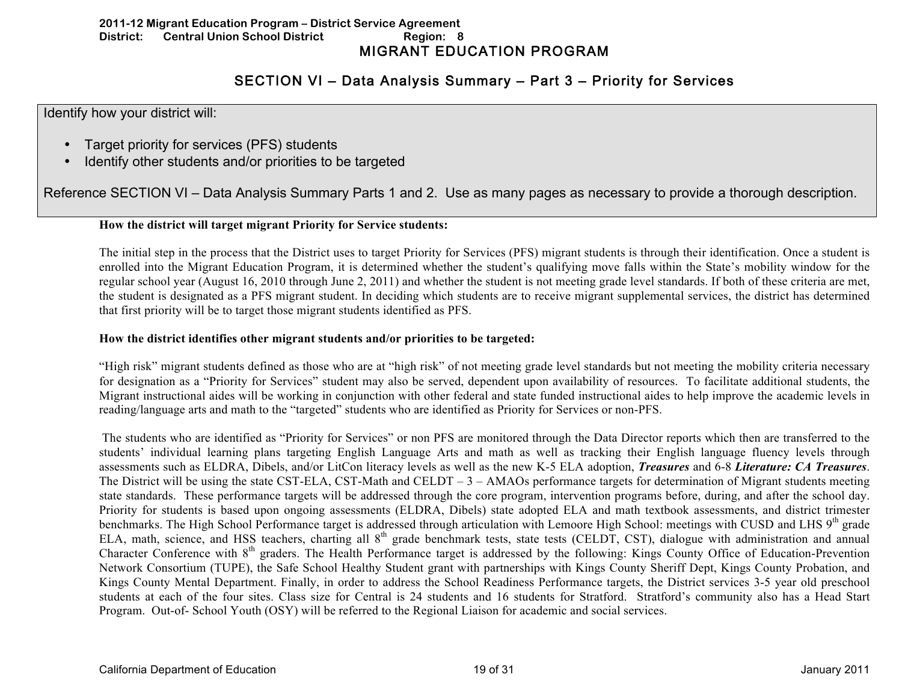# MIGRANT EDUCATION PROGRAM

## SECTION VI – Data Analysis Summary – Part 3 – Priority for Services

Identify how your district will:

- Target priority for services (PFS) students
- Identify other students and/or priorities to be targeted

Reference SECTION VI – Data Analysis Summary Parts 1 and 2. Use as many pages as necessary to provide a thorough description.

**How the district will target migrant Priority for Service students:**

The initial step in the process that the District uses to target Priority for Services (PFS) migrant students is through their identification. Once a student is enrolled into the Migrant Education Program, it is determined whether the student's qualifying move falls within the State's mobility window for the regular school year (August 16, 2010 through June 2, 2011) and whether the student is not meeting grade level standards. If both of these criteria are met, the student is designated as a PFS migrant student. In deciding which students are to receive migrant supplemental services, the district has determined that first priority will be to target those migrant students identified as PFS.

**How the district identifies other migrant students and/or priorities to be targeted:**

"High risk" migrant students defined as those who are at "high risk" of not meeting grade level standards but not meeting the mobility criteria necessary for designation as a "Priority for Services" student may also be served, dependent upon availability of resources. To facilitate additional students, the Migrant instructional aides will be working in conjunction with other federal and state funded instructional aides to help improve the academic levels in reading/language arts and math to the "targeted" students who are identified as Priority for Services or non-PFS.

The students who are identified as "Priority for Services" or non PFS are monitored through the Data Director reports which then are transferred to the students' individual learning plans targeting English Language Arts and math as well as tracking their English language fluency levels through assessments such as ELDRA, Dibels, and/or LitCon literacy levels as well as the new K-5 ELA adoption, ***Treasures*** and 6-8 ***Literature: CA Treasures***. The District will be using the state CST-ELA, CST-Math and CELDT – 3 – AMAOs performance targets for determination of Migrant students meeting state standards. These performance targets will be addressed through the core program, intervention programs before, during, and after the school day. Priority for students is based upon ongoing assessments (ELDRA, Dibels) state adopted ELA and math textbook assessments, and district trimester benchmarks. The High School Performance target is addressed through articulation with Lemoore High School: meetings with CUSD and LHS 9th grade ELA, math, science, and HSS teachers, charting all 8th grade benchmark tests, state tests (CELDT, CST), dialogue with administration and annual Character Conference with 8th graders. The Health Performance target is addressed by the following: Kings County Office of Education-Prevention Network Consortium (TUPE), the Safe School Healthy Student grant with partnerships with Kings County Sheriff Dept, Kings County Probation, and Kings County Mental Department. Finally, in order to address the School Readiness Performance targets, the District services 3-5 year old preschool students at each of the four sites. Class size for Central is 24 students and 16 students for Stratford. Stratford's community also has a Head Start Program. Out-of- School Youth (OSY) will be referred to the Regional Liaison for academic and social services.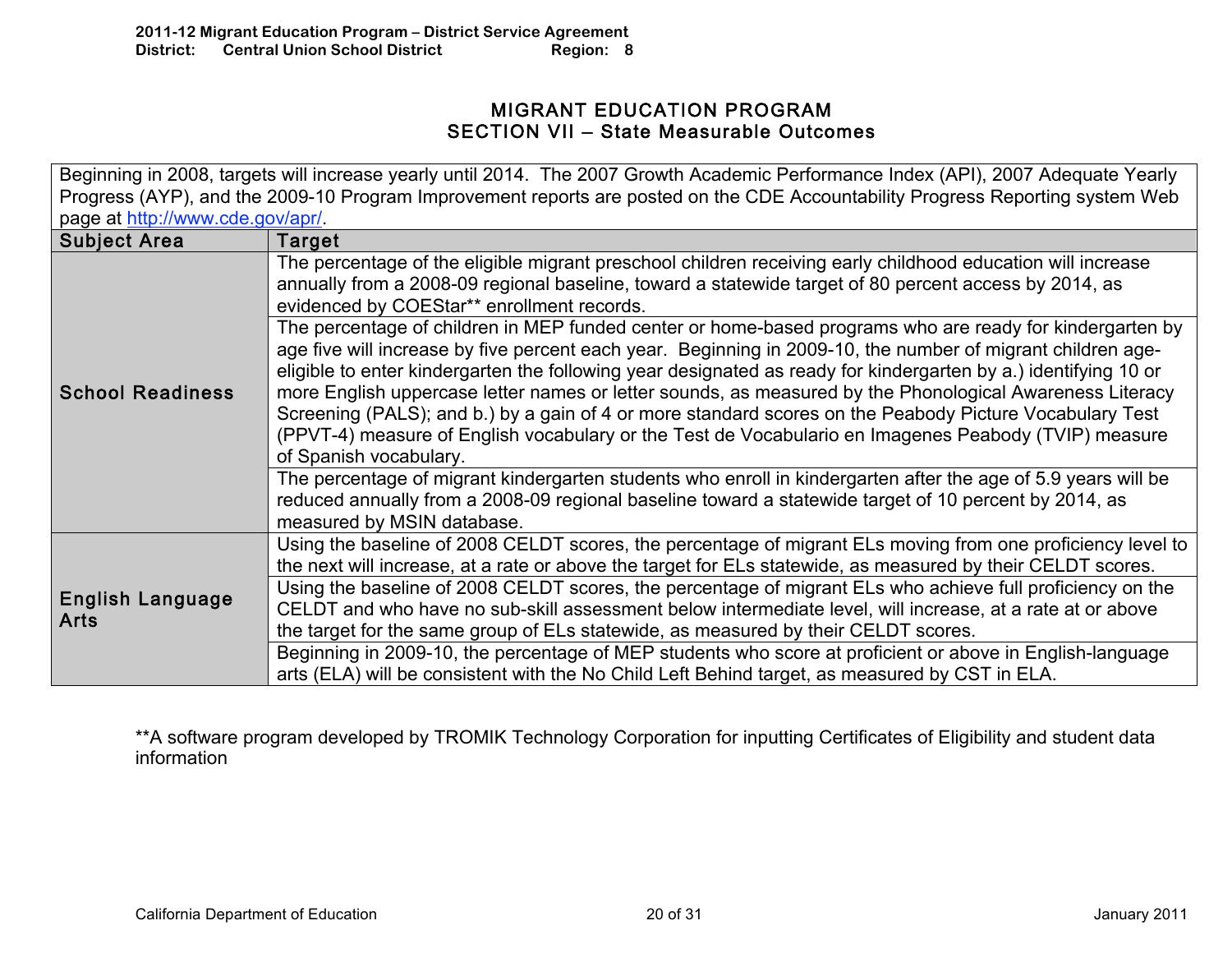# MIGRANT EDUCATION PROGRAM
## SECTION VII – State Measurable Outcomes

Beginning in 2008, targets will increase yearly until 2014. The 2007 Growth Academic Performance Index (API), 2007 Adequate Yearly Progress (AYP), and the 2009-10 Program Improvement reports are posted on the CDE Accountability Progress Reporting system Web page at http://www.cde.gov/apr/.

| Subject Area | Target |
|---|---|
| School Readiness | The percentage of the eligible migrant preschool children receiving early childhood education will increase annually from a 2008-09 regional baseline, toward a statewide target of 80 percent access by 2014, as evidenced by COEStar** enrollment records. |
| | The percentage of children in MEP funded center or home-based programs who are ready for kindergarten by age five will increase by five percent each year. Beginning in 2009-10, the number of migrant children age-eligible to enter kindergarten the following year designated as ready for kindergarten by a.) identifying 10 or more English uppercase letter names or letter sounds, as measured by the Phonological Awareness Literacy Screening (PALS); and b.) by a gain of 4 or more standard scores on the Peabody Picture Vocabulary Test (PPVT-4) measure of English vocabulary or the Test de Vocabulario en Imagenes Peabody (TVIP) measure of Spanish vocabulary. |
| | The percentage of migrant kindergarten students who enroll in kindergarten after the age of 5.9 years will be reduced annually from a 2008-09 regional baseline toward a statewide target of 10 percent by 2014, as measured by MSIN database. |
| English Language Arts | Using the baseline of 2008 CELDT scores, the percentage of migrant ELs moving from one proficiency level to the next will increase, at a rate or above the target for ELs statewide, as measured by their CELDT scores. |
| | Using the baseline of 2008 CELDT scores, the percentage of migrant ELs who achieve full proficiency on the CELDT and who have no sub-skill assessment below intermediate level, will increase, at a rate at or above the target for the same group of ELs statewide, as measured by their CELDT scores. |
| | Beginning in 2009-10, the percentage of MEP students who score at proficient or above in English-language arts (ELA) will be consistent with the No Child Left Behind target, as measured by CST in ELA. |

**A software program developed by TROMIK Technology Corporation for inputting Certificates of Eligibility and student data information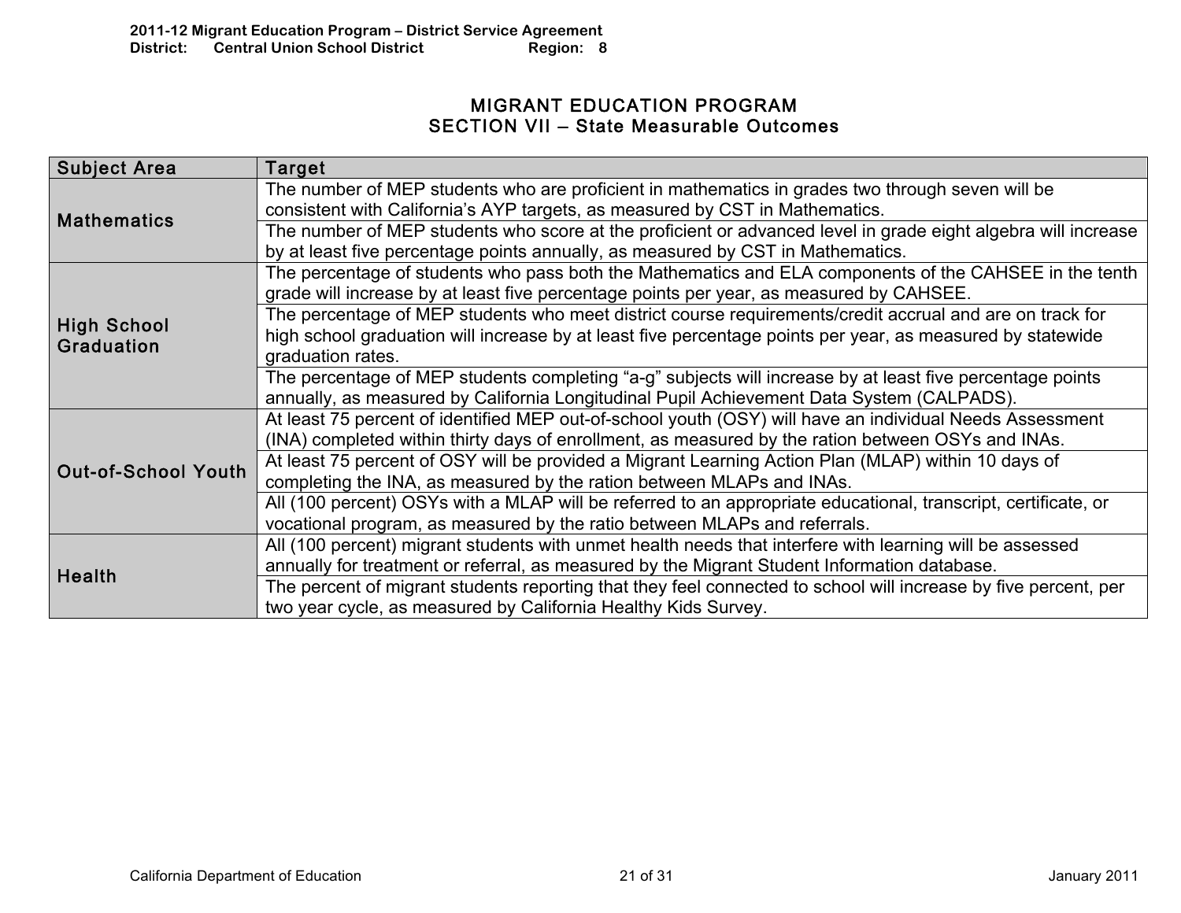# MIGRANT EDUCATION PROGRAM
## SECTION VII – State Measurable Outcomes

| Subject Area | Target |
|---|---|
| Mathematics | The number of MEP students who are proficient in mathematics in grades two through seven will be consistent with California's AYP targets, as measured by CST in Mathematics. |
| | The number of MEP students who score at the proficient or advanced level in grade eight algebra will increase by at least five percentage points annually, as measured by CST in Mathematics. |
| High School Graduation | The percentage of students who pass both the Mathematics and ELA components of the CAHSEE in the tenth grade will increase by at least five percentage points per year, as measured by CAHSEE. |
| | The percentage of MEP students who meet district course requirements/credit accrual and are on track for high school graduation will increase by at least five percentage points per year, as measured by statewide graduation rates. |
| | The percentage of MEP students completing "a-g" subjects will increase by at least five percentage points annually, as measured by California Longitudinal Pupil Achievement Data System (CALPADS). |
| Out-of-School Youth | At least 75 percent of identified MEP out-of-school youth (OSY) will have an individual Needs Assessment (INA) completed within thirty days of enrollment, as measured by the ration between OSYs and INAs. |
| | At least 75 percent of OSY will be provided a Migrant Learning Action Plan (MLAP) within 10 days of completing the INA, as measured by the ration between MLAPs and INAs. |
| | All (100 percent) OSYs with a MLAP will be referred to an appropriate educational, transcript, certificate, or vocational program, as measured by the ratio between MLAPs and referrals. |
| Health | All (100 percent) migrant students with unmet health needs that interfere with learning will be assessed annually for treatment or referral, as measured by the Migrant Student Information database. |
| | The percent of migrant students reporting that they feel connected to school will increase by five percent, per two year cycle, as measured by California Healthy Kids Survey. |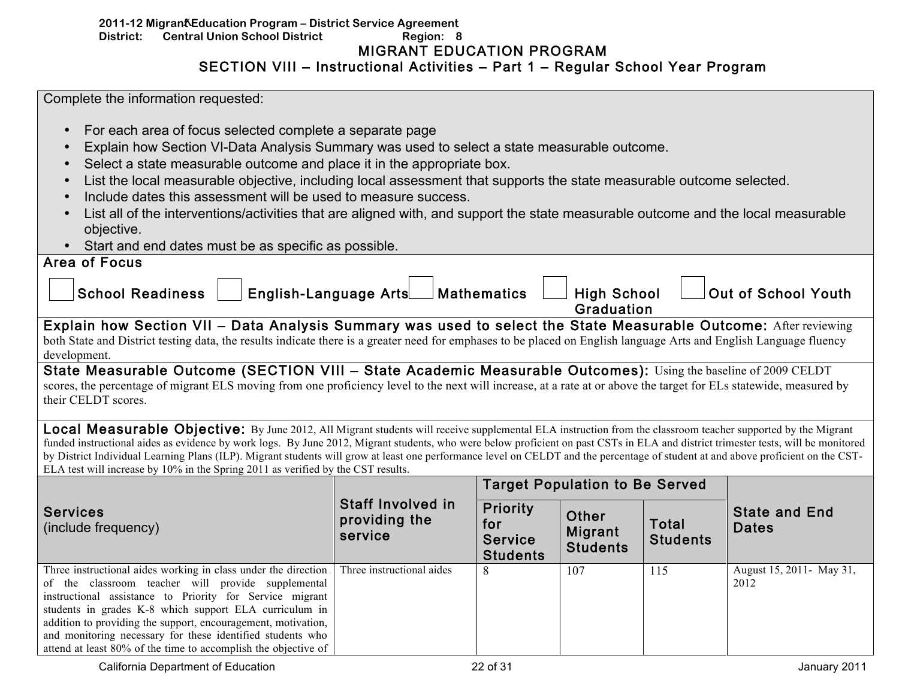2011-12 Migrant Education Program – District Service Agreement
District: Central Union School District Region: 8

# MIGRANT EDUCATION PROGRAM

## SECTION VIII – Instructional Activities – Part 1 – Regular School Year Program

Complete the information requested:

- For each area of focus selected complete a separate page
- Explain how Section VI-Data Analysis Summary was used to select a state measurable outcome.
- Select a state measurable outcome and place it in the appropriate box.
- List the local measurable objective, including local assessment that supports the state measurable outcome selected.
- Include dates this assessment will be used to measure success.
- List all of the interventions/activities that are aligned with, and support the state measurable outcome and the local measurable objective.
- Start and end dates must be as specific as possible.

**Area of Focus**

☐ School Readiness ☐ English-Language Arts ☐ Mathematics ☐ High School Graduation ☐ Out of School Youth

**Explain how Section VII – Data Analysis Summary was used to select the State Measurable Outcome:** After reviewing both State and District testing data, the results indicate there is a greater need for emphases to be placed on English language Arts and English Language fluency development.

**State Measurable Outcome (SECTION VIII – State Academic Measurable Outcomes):** Using the baseline of 2009 CELDT scores, the percentage of migrant ELS moving from one proficiency level to the next will increase, at a rate at or above the target for ELs statewide, measured by their CELDT scores.

**Local Measurable Objective:** By June 2012, All Migrant students will receive supplemental ELA instruction from the classroom teacher supported by the Migrant funded instructional aides as evidence by work logs. By June 2012, Migrant students, who were below proficient on past CSTs in ELA and district trimester tests, will be monitored by District Individual Learning Plans (ILP). Migrant students will grow at least one performance level on CELDT and the percentage of student at and above proficient on the CST-ELA test will increase by 10% in the Spring 2011 as verified by the CST results.

| Services (include frequency) | Staff Involved in providing the service | Target Population to Be Served | | | State and End Dates |
|---|---|---|---|---|---|
| | | Priority for Service Students | Other Migrant Students | Total Students | |
| Three instructional aides working in class under the direction of the classroom teacher will provide supplemental instructional assistance to Priority for Service migrant students in grades K-8 which support ELA curriculum in addition to providing the support, encouragement, motivation, and monitoring necessary for these identified students who attend at least 80% of the time to accomplish the objective of | Three instructional aides | 8 | 107 | 115 | August 15, 2011- May 31, 2012 |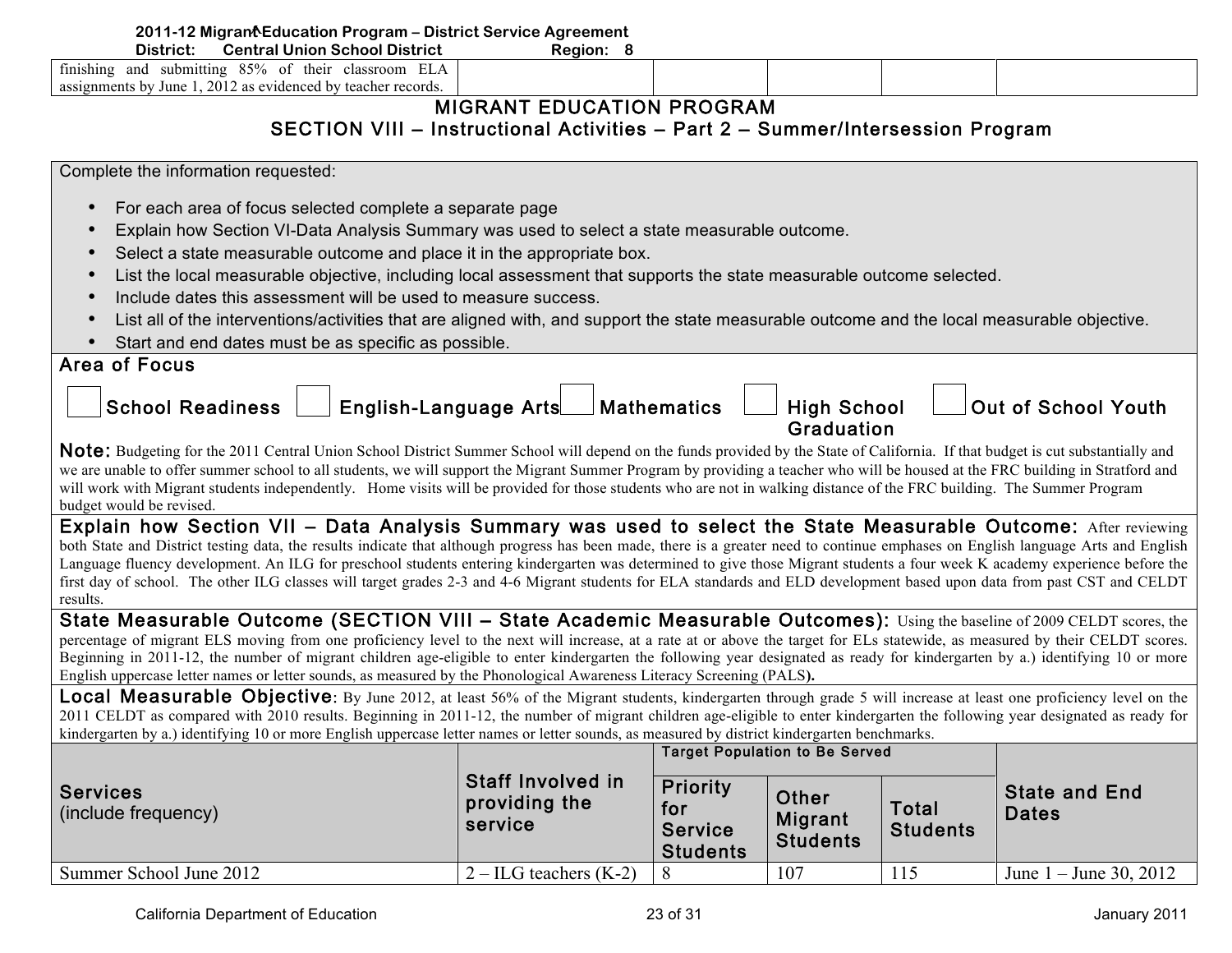| finishing and submitting 85% of their classroom ELA assignments by June 1, 2012 as evidenced by teacher records. | | | | | |
|---|---|---|---|---|---|

# MIGRANT EDUCATION PROGRAM
## SECTION VIII – Instructional Activities – Part 2 – Summer/Intersession Program

Complete the information requested:

- For each area of focus selected complete a separate page
- Explain how Section VI-Data Analysis Summary was used to select a state measurable outcome.
- Select a state measurable outcome and place it in the appropriate box.
- List the local measurable objective, including local assessment that supports the state measurable outcome selected.
- Include dates this assessment will be used to measure success.
- List all of the interventions/activities that are aligned with, and support the state measurable outcome and the local measurable objective.
- Start and end dates must be as specific as possible.

**Area of Focus**

☐ School Readiness ☐ English-Language Arts ☐ Mathematics ☐ High School Graduation ☐ Out of School Youth

**Note:** Budgeting for the 2011 Central Union School District Summer School will depend on the funds provided by the State of California. If that budget is cut substantially and we are unable to offer summer school to all students, we will support the Migrant Summer Program by providing a teacher who will be housed at the FRC building in Stratford and will work with Migrant students independently. Home visits will be provided for those students who are not in walking distance of the FRC building. The Summer Program budget would be revised.

**Explain how Section VII – Data Analysis Summary was used to select the State Measurable Outcome:** After reviewing both State and District testing data, the results indicate that although progress has been made, there is a greater need to continue emphases on English language Arts and English Language fluency development. An ILG for preschool students entering kindergarten was determined to give those Migrant students a four week K academy experience before the first day of school. The other ILG classes will target grades 2-3 and 4-6 Migrant students for ELA standards and ELD development based upon data from past CST and CELDT results.

**State Measurable Outcome (SECTION VIII – State Academic Measurable Outcomes):** Using the baseline of 2009 CELDT scores, the percentage of migrant ELS moving from one proficiency level to the next will increase, at a rate at or above the target for ELs statewide, as measured by their CELDT scores. Beginning in 2011-12, the number of migrant children age-eligible to enter kindergarten the following year designated as ready for kindergarten by a.) identifying 10 or more English uppercase letter names or letter sounds, as measured by the Phonological Awareness Literacy Screening (PALS**).**

**Local Measurable Objective**: By June 2012, at least 56% of the Migrant students, kindergarten through grade 5 will increase at least one proficiency level on the 2011 CELDT as compared with 2010 results. Beginning in 2011-12, the number of migrant children age-eligible to enter kindergarten the following year designated as ready for kindergarten by a.) identifying 10 or more English uppercase letter names or letter sounds, as measured by district kindergarten benchmarks.

| Services (include frequency) | Staff Involved in providing the service | Target Population to Be Served | | | State and End Dates |
|---|---|---|---|---|---|
| | | Priority for Service Students | Other Migrant Students | Total Students | |
| Summer School June 2012 | 2 – ILG teachers (K-2) | 8 | 107 | 115 | June 1 – June 30, 2012 |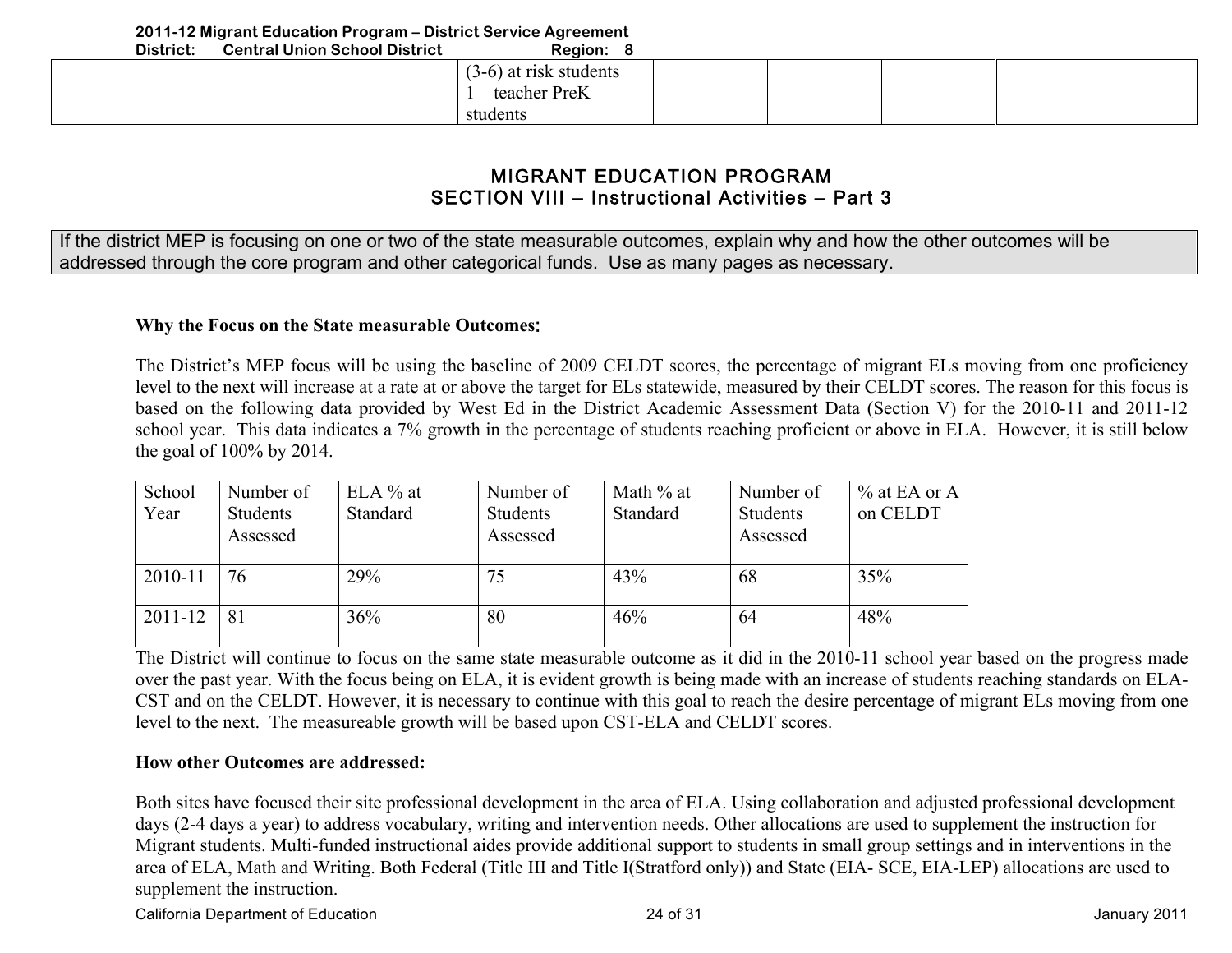| | (3-6) at risk students<br>1 – teacher PreK students | | | | |
|---|---|---|---|---|---|

# MIGRANT EDUCATION PROGRAM
## SECTION VIII – Instructional Activities – Part 3

If the district MEP is focusing on one or two of the state measurable outcomes, explain why and how the other outcomes will be addressed through the core program and other categorical funds. Use as many pages as necessary.

**Why the Focus on the State measurable Outcomes:**

The District's MEP focus will be using the baseline of 2009 CELDT scores, the percentage of migrant ELs moving from one proficiency level to the next will increase at a rate at or above the target for ELs statewide, measured by their CELDT scores. The reason for this focus is based on the following data provided by West Ed in the District Academic Assessment Data (Section V) for the 2010-11 and 2011-12 school year. This data indicates a 7% growth in the percentage of students reaching proficient or above in ELA. However, it is still below the goal of 100% by 2014.

| School Year | Number of Students Assessed | ELA % at Standard | Number of Students Assessed | Math % at Standard | Number of Students Assessed | % at EA or A on CELDT |
|---|---|---|---|---|---|---|
| 2010-11 | 76 | 29% | 75 | 43% | 68 | 35% |
| 2011-12 | 81 | 36% | 80 | 46% | 64 | 48% |

The District will continue to focus on the same state measurable outcome as it did in the 2010-11 school year based on the progress made over the past year. With the focus being on ELA, it is evident growth is being made with an increase of students reaching standards on ELA-CST and on the CELDT. However, it is necessary to continue with this goal to reach the desire percentage of migrant ELs moving from one level to the next. The measureable growth will be based upon CST-ELA and CELDT scores.

**How other Outcomes are addressed:**

Both sites have focused their site professional development in the area of ELA. Using collaboration and adjusted professional development days (2-4 days a year) to address vocabulary, writing and intervention needs. Other allocations are used to supplement the instruction for Migrant students. Multi-funded instructional aides provide additional support to students in small group settings and in interventions in the area of ELA, Math and Writing. Both Federal (Title III and Title I(Stratford only)) and State (EIA- SCE, EIA-LEP) allocations are used to supplement the instruction.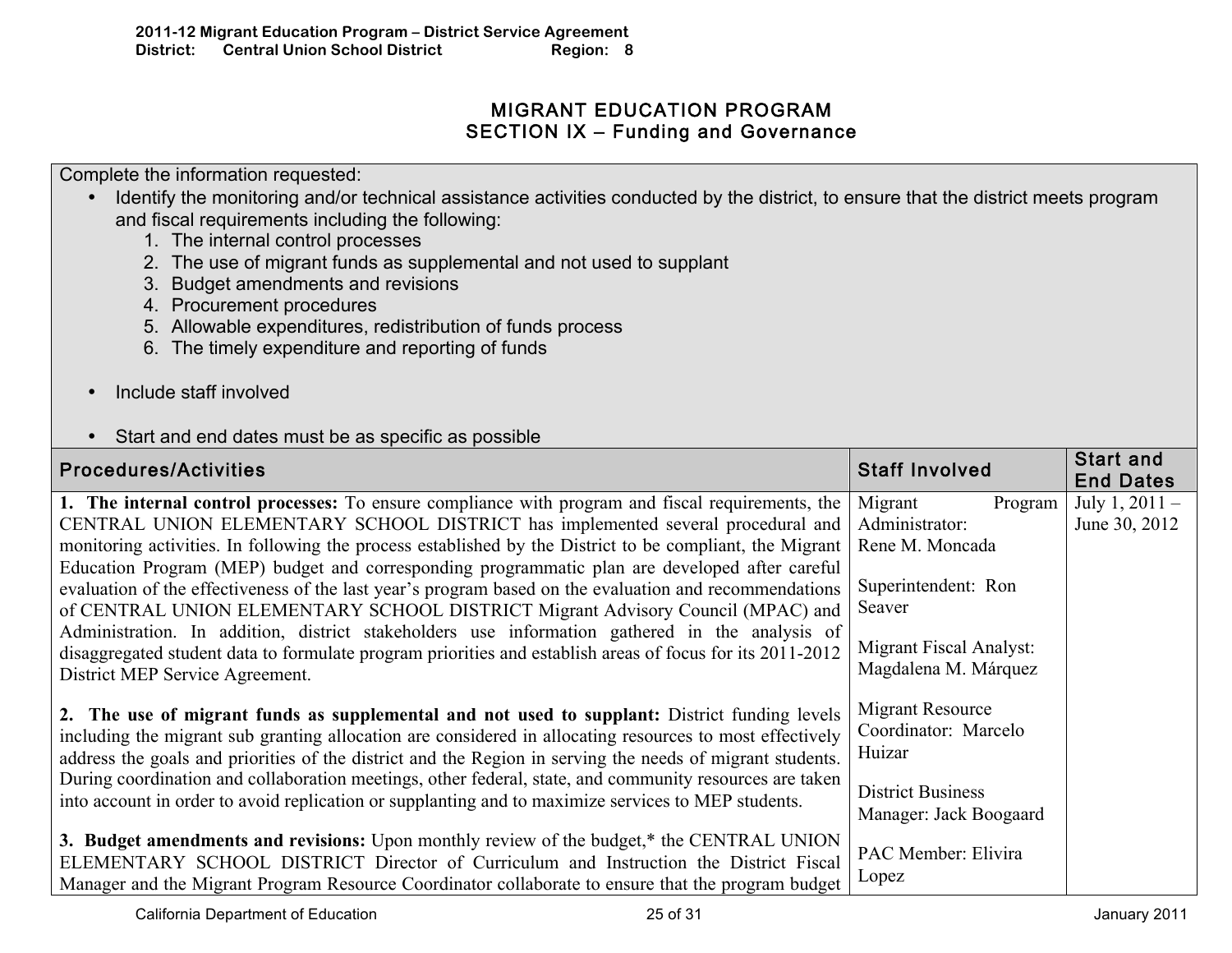## MIGRANT EDUCATION PROGRAM
## SECTION IX – Funding and Governance

| Complete the information requested: | | |
|---|---|---|
| • Identify the monitoring and/or technical assistance activities conducted by the district, to ensure that the district meets program and fiscal requirements including the following:<br>1. The internal control processes<br>2. The use of migrant funds as supplemental and not used to supplant<br>3. Budget amendments and revisions<br>4. Procurement procedures<br>5. Allowable expenditures, redistribution of funds process<br>6. The timely expenditure and reporting of funds<br><br>• Include staff involved<br><br>• Start and end dates must be as specific as possible | | |
| **Procedures/Activities** | **Staff Involved** | **Start and End Dates** |
| **1. The internal control processes:** To ensure compliance with program and fiscal requirements, the CENTRAL UNION ELEMENTARY SCHOOL DISTRICT has implemented several procedural and monitoring activities. In following the process established by the District to be compliant, the Migrant Education Program (MEP) budget and corresponding programmatic plan are developed after careful evaluation of the effectiveness of the last year's program based on the evaluation and recommendations of CENTRAL UNION ELEMENTARY SCHOOL DISTRICT Migrant Advisory Council (MPAC) and Administration. In addition, district stakeholders use information gathered in the analysis of disaggregated student data to formulate program priorities and establish areas of focus for its 2011-2012 District MEP Service Agreement.<br><br>**2. The use of migrant funds as supplemental and not used to supplant:** District funding levels including the migrant sub granting allocation are considered in allocating resources to most effectively address the goals and priorities of the district and the Region in serving the needs of migrant students. During coordination and collaboration meetings, other federal, state, and community resources are taken into account in order to avoid replication or supplanting and to maximize services to MEP students.<br><br>**3. Budget amendments and revisions:** Upon monthly review of the budget,* the CENTRAL UNION ELEMENTARY SCHOOL DISTRICT Director of Curriculum and Instruction the District Fiscal Manager and the Migrant Program Resource Coordinator collaborate to ensure that the program budget | Migrant Program Administrator: Rene M. Moncada<br><br>Superintendent: Ron Seaver<br><br>Migrant Fiscal Analyst: Magdalena M. Márquez<br><br>Migrant Resource Coordinator: Marcelo Huizar<br><br>District Business Manager: Jack Boogaard<br><br>PAC Member: Elivira Lopez | July 1, 2011 – June 30, 2012 |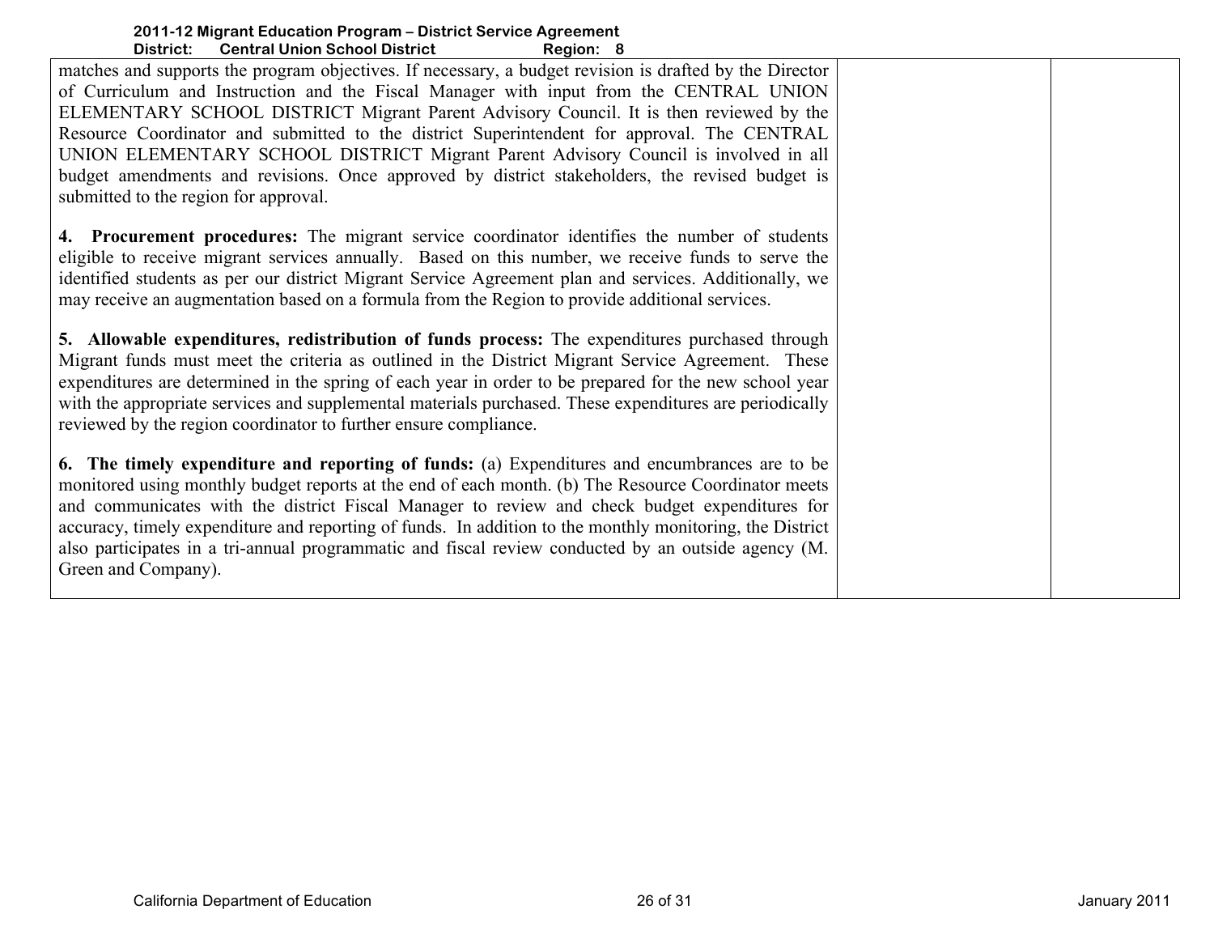| | | |
|---|---|---|
| matches and supports the program objectives. If necessary, a budget revision is drafted by the Director of Curriculum and Instruction and the Fiscal Manager with input from the CENTRAL UNION ELEMENTARY SCHOOL DISTRICT Migrant Parent Advisory Council. It is then reviewed by the Resource Coordinator and submitted to the district Superintendent for approval. The CENTRAL UNION ELEMENTARY SCHOOL DISTRICT Migrant Parent Advisory Council is involved in all budget amendments and revisions. Once approved by district stakeholders, the revised budget is submitted to the region for approval.<br><br>**4. Procurement procedures:** The migrant service coordinator identifies the number of students eligible to receive migrant services annually. Based on this number, we receive funds to serve the identified students as per our district Migrant Service Agreement plan and services. Additionally, we may receive an augmentation based on a formula from the Region to provide additional services.<br><br>**5. Allowable expenditures, redistribution of funds process:** The expenditures purchased through Migrant funds must meet the criteria as outlined in the District Migrant Service Agreement. These expenditures are determined in the spring of each year in order to be prepared for the new school year with the appropriate services and supplemental materials purchased. These expenditures are periodically reviewed by the region coordinator to further ensure compliance.<br><br>**6. The timely expenditure and reporting of funds:** (a) Expenditures and encumbrances are to be monitored using monthly budget reports at the end of each month. (b) The Resource Coordinator meets and communicates with the district Fiscal Manager to review and check budget expenditures for accuracy, timely expenditure and reporting of funds. In addition to the monthly monitoring, the District also participates in a tri-annual programmatic and fiscal review conducted by an outside agency (M. Green and Company). | | |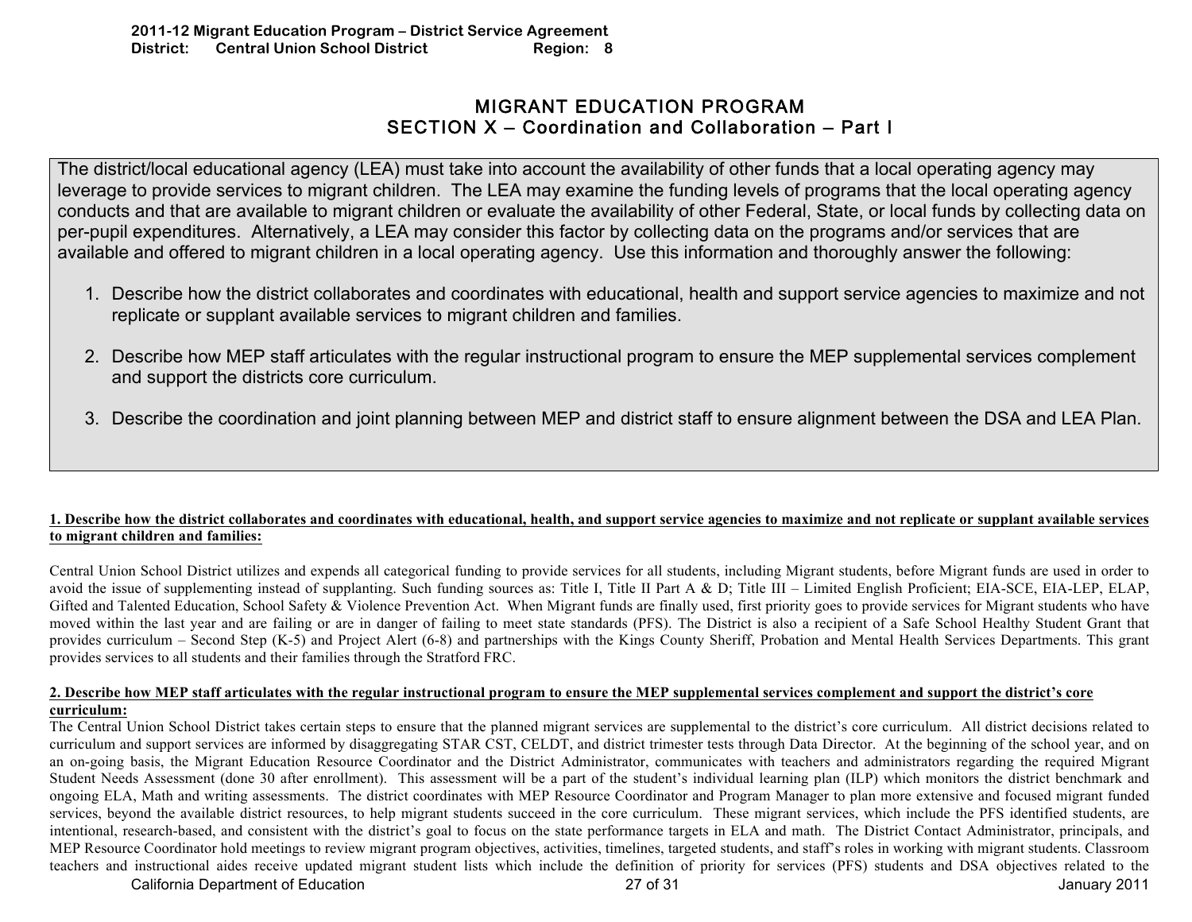# MIGRANT EDUCATION PROGRAM
## SECTION X – Coordination and Collaboration – Part I

The district/local educational agency (LEA) must take into account the availability of other funds that a local operating agency may leverage to provide services to migrant children. The LEA may examine the funding levels of programs that the local operating agency conducts and that are available to migrant children or evaluate the availability of other Federal, State, or local funds by collecting data on per-pupil expenditures. Alternatively, a LEA may consider this factor by collecting data on the programs and/or services that are available and offered to migrant children in a local operating agency. Use this information and thoroughly answer the following:

1. Describe how the district collaborates and coordinates with educational, health and support service agencies to maximize and not replicate or supplant available services to migrant children and families.

2. Describe how MEP staff articulates with the regular instructional program to ensure the MEP supplemental services complement and support the districts core curriculum.

3. Describe the coordination and joint planning between MEP and district staff to ensure alignment between the DSA and LEA Plan.

**1. Describe how the district collaborates and coordinates with educational, health, and support service agencies to maximize and not replicate or supplant available services to migrant children and families:**

Central Union School District utilizes and expends all categorical funding to provide services for all students, including Migrant students, before Migrant funds are used in order to avoid the issue of supplementing instead of supplanting. Such funding sources as: Title I, Title II Part A & D; Title III – Limited English Proficient; EIA-SCE, EIA-LEP, ELAP, Gifted and Talented Education, School Safety & Violence Prevention Act. When Migrant funds are finally used, first priority goes to provide services for Migrant students who have moved within the last year and are failing or are in danger of failing to meet state standards (PFS). The District is also a recipient of a Safe School Healthy Student Grant that provides curriculum – Second Step (K-5) and Project Alert (6-8) and partnerships with the Kings County Sheriff, Probation and Mental Health Services Departments. This grant provides services to all students and their families through the Stratford FRC.

**2. Describe how MEP staff articulates with the regular instructional program to ensure the MEP supplemental services complement and support the district's core curriculum:**

The Central Union School District takes certain steps to ensure that the planned migrant services are supplemental to the district's core curriculum. All district decisions related to curriculum and support services are informed by disaggregating STAR CST, CELDT, and district trimester tests through Data Director. At the beginning of the school year, and on an on-going basis, the Migrant Education Resource Coordinator and the District Administrator, communicates with teachers and administrators regarding the required Migrant Student Needs Assessment (done 30 after enrollment). This assessment will be a part of the student's individual learning plan (ILP) which monitors the district benchmark and ongoing ELA, Math and writing assessments. The district coordinates with MEP Resource Coordinator and Program Manager to plan more extensive and focused migrant funded services, beyond the available district resources, to help migrant students succeed in the core curriculum. These migrant services, which include the PFS identified students, are intentional, research-based, and consistent with the district's goal to focus on the state performance targets in ELA and math. The District Contact Administrator, principals, and MEP Resource Coordinator hold meetings to review migrant program objectives, activities, timelines, targeted students, and staff's roles in working with migrant students. Classroom teachers and instructional aides receive updated migrant student lists which include the definition of priority for services (PFS) students and DSA objectives related to the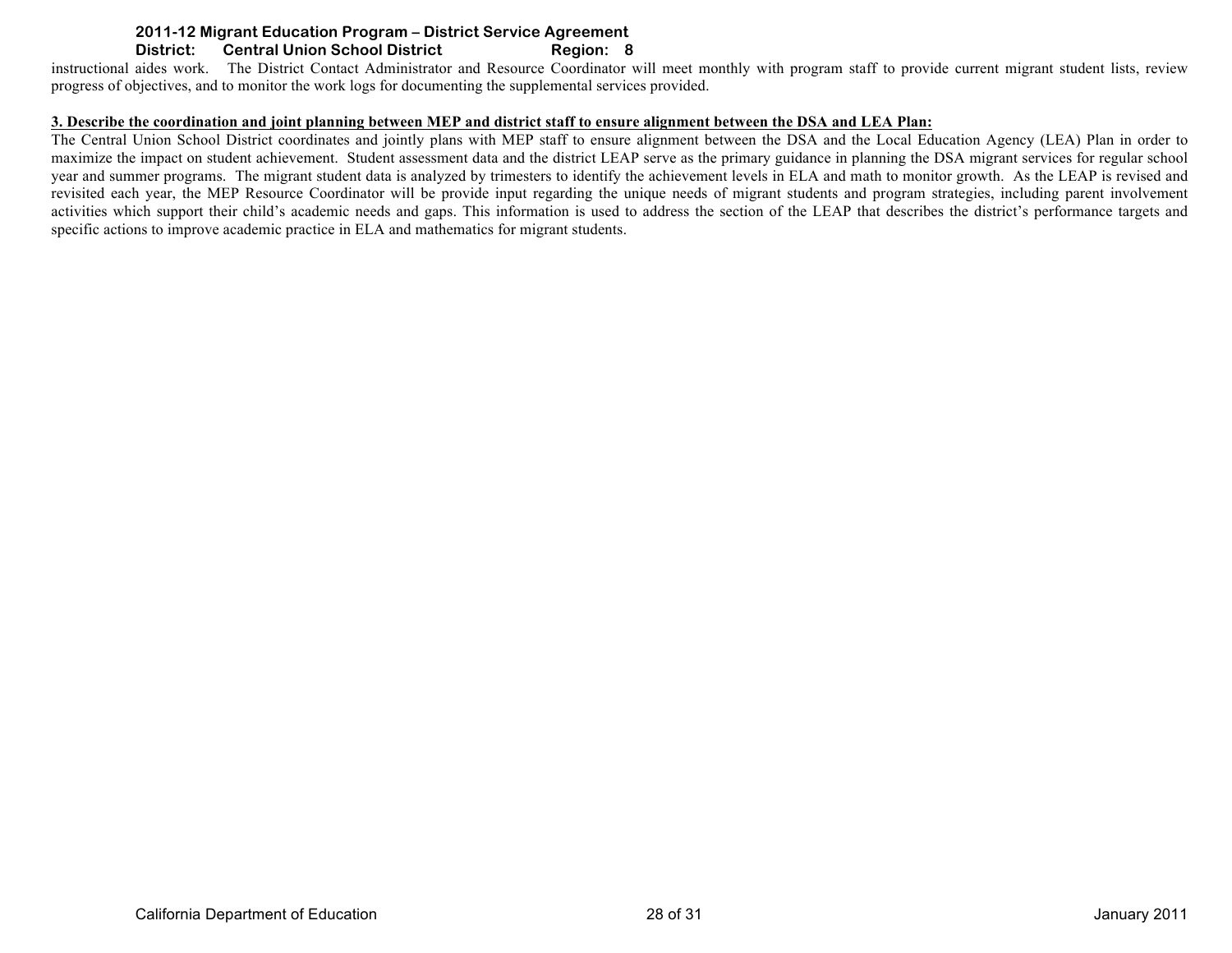instructional aides work. The District Contact Administrator and Resource Coordinator will meet monthly with program staff to provide current migrant student lists, review progress of objectives, and to monitor the work logs for documenting the supplemental services provided.

**3. Describe the coordination and joint planning between MEP and district staff to ensure alignment between the DSA and LEA Plan:**

The Central Union School District coordinates and jointly plans with MEP staff to ensure alignment between the DSA and the Local Education Agency (LEA) Plan in order to maximize the impact on student achievement. Student assessment data and the district LEAP serve as the primary guidance in planning the DSA migrant services for regular school year and summer programs. The migrant student data is analyzed by trimesters to identify the achievement levels in ELA and math to monitor growth. As the LEAP is revised and revisited each year, the MEP Resource Coordinator will be provide input regarding the unique needs of migrant students and program strategies, including parent involvement activities which support their child's academic needs and gaps. This information is used to address the section of the LEAP that describes the district's performance targets and specific actions to improve academic practice in ELA and mathematics for migrant students.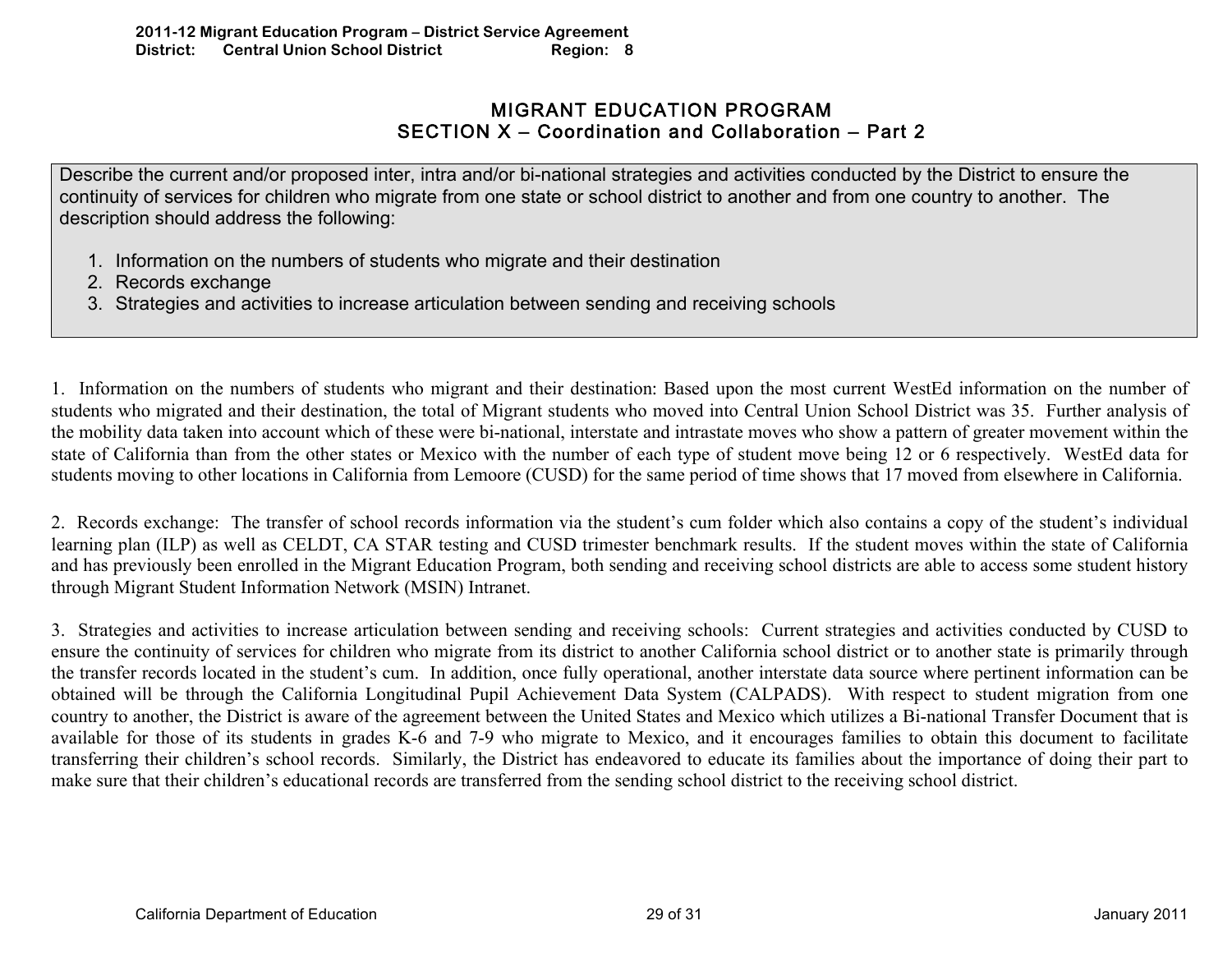# MIGRANT EDUCATION PROGRAM
## SECTION X – Coordination and Collaboration – Part 2

> Describe the current and/or proposed inter, intra and/or bi-national strategies and activities conducted by the District to ensure the continuity of services for children who migrate from one state or school district to another and from one country to another. The description should address the following:
>
> 1. Information on the numbers of students who migrate and their destination
> 2. Records exchange
> 3. Strategies and activities to increase articulation between sending and receiving schools

1. Information on the numbers of students who migrant and their destination: Based upon the most current WestEd information on the number of students who migrated and their destination, the total of Migrant students who moved into Central Union School District was 35. Further analysis of the mobility data taken into account which of these were bi-national, interstate and intrastate moves who show a pattern of greater movement within the state of California than from the other states or Mexico with the number of each type of student move being 12 or 6 respectively. WestEd data for students moving to other locations in California from Lemoore (CUSD) for the same period of time shows that 17 moved from elsewhere in California.

2. Records exchange: The transfer of school records information via the student's cum folder which also contains a copy of the student's individual learning plan (ILP) as well as CELDT, CA STAR testing and CUSD trimester benchmark results. If the student moves within the state of California and has previously been enrolled in the Migrant Education Program, both sending and receiving school districts are able to access some student history through Migrant Student Information Network (MSIN) Intranet.

3. Strategies and activities to increase articulation between sending and receiving schools: Current strategies and activities conducted by CUSD to ensure the continuity of services for children who migrate from its district to another California school district or to another state is primarily through the transfer records located in the student's cum. In addition, once fully operational, another interstate data source where pertinent information can be obtained will be through the California Longitudinal Pupil Achievement Data System (CALPADS). With respect to student migration from one country to another, the District is aware of the agreement between the United States and Mexico which utilizes a Bi-national Transfer Document that is available for those of its students in grades K-6 and 7-9 who migrate to Mexico, and it encourages families to obtain this document to facilitate transferring their children's school records. Similarly, the District has endeavored to educate its families about the importance of doing their part to make sure that their children's educational records are transferred from the sending school district to the receiving school district.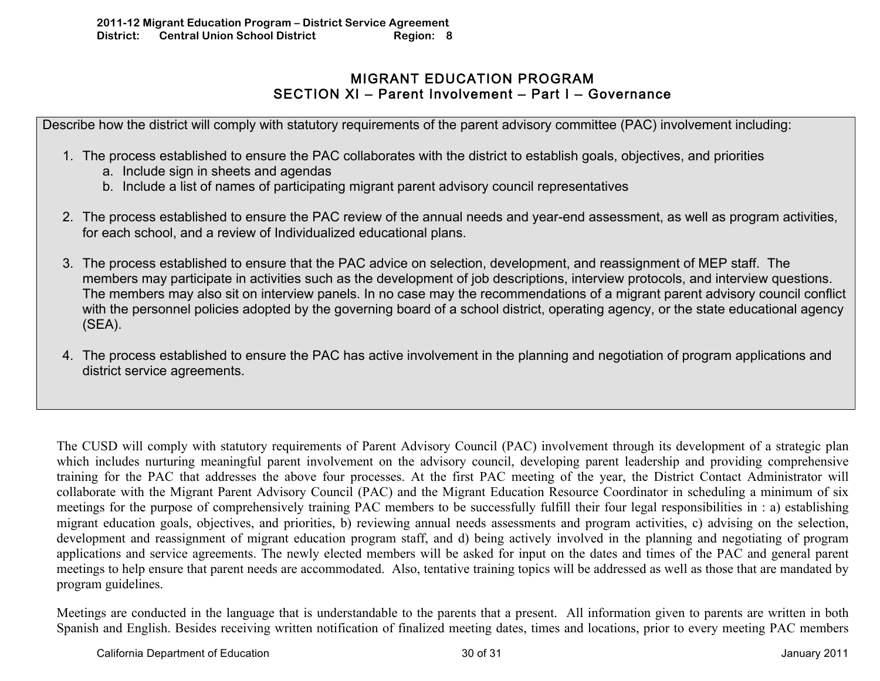# MIGRANT EDUCATION PROGRAM
## SECTION XI – Parent Involvement – Part I – Governance

Describe how the district will comply with statutory requirements of the parent advisory committee (PAC) involvement including:

1. The process established to ensure the PAC collaborates with the district to establish goals, objectives, and priorities
   a. Include sign in sheets and agendas
   b. Include a list of names of participating migrant parent advisory council representatives

2. The process established to ensure the PAC review of the annual needs and year-end assessment, as well as program activities, for each school, and a review of Individualized educational plans.

3. The process established to ensure that the PAC advice on selection, development, and reassignment of MEP staff. The members may participate in activities such as the development of job descriptions, interview protocols, and interview questions. The members may also sit on interview panels. In no case may the recommendations of a migrant parent advisory council conflict with the personnel policies adopted by the governing board of a school district, operating agency, or the state educational agency (SEA).

4. The process established to ensure the PAC has active involvement in the planning and negotiation of program applications and district service agreements.

The CUSD will comply with statutory requirements of Parent Advisory Council (PAC) involvement through its development of a strategic plan which includes nurturing meaningful parent involvement on the advisory council, developing parent leadership and providing comprehensive training for the PAC that addresses the above four processes. At the first PAC meeting of the year, the District Contact Administrator will collaborate with the Migrant Parent Advisory Council (PAC) and the Migrant Education Resource Coordinator in scheduling a minimum of six meetings for the purpose of comprehensively training PAC members to be successfully fulfill their four legal responsibilities in : a) establishing migrant education goals, objectives, and priorities, b) reviewing annual needs assessments and program activities, c) advising on the selection, development and reassignment of migrant education program staff, and d) being actively involved in the planning and negotiating of program applications and service agreements. The newly elected members will be asked for input on the dates and times of the PAC and general parent meetings to help ensure that parent needs are accommodated. Also, tentative training topics will be addressed as well as those that are mandated by program guidelines.

Meetings are conducted in the language that is understandable to the parents that a present. All information given to parents are written in both Spanish and English. Besides receiving written notification of finalized meeting dates, times and locations, prior to every meeting PAC members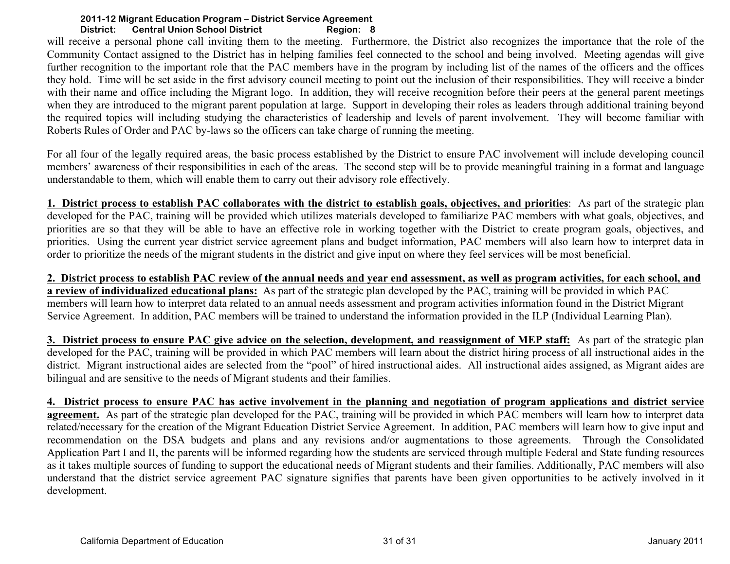will receive a personal phone call inviting them to the meeting. Furthermore, the District also recognizes the importance that the role of the Community Contact assigned to the District has in helping families feel connected to the school and being involved. Meeting agendas will give further recognition to the important role that the PAC members have in the program by including list of the names of the officers and the offices they hold. Time will be set aside in the first advisory council meeting to point out the inclusion of their responsibilities. They will receive a binder with their name and office including the Migrant logo. In addition, they will receive recognition before their peers at the general parent meetings when they are introduced to the migrant parent population at large. Support in developing their roles as leaders through additional training beyond the required topics will including studying the characteristics of leadership and levels of parent involvement. They will become familiar with Roberts Rules of Order and PAC by-laws so the officers can take charge of running the meeting.

For all four of the legally required areas, the basic process established by the District to ensure PAC involvement will include developing council members' awareness of their responsibilities in each of the areas. The second step will be to provide meaningful training in a format and language understandable to them, which will enable them to carry out their advisory role effectively.

**1. District process to establish PAC collaborates with the district to establish goals, objectives, and priorities**: As part of the strategic plan developed for the PAC, training will be provided which utilizes materials developed to familiarize PAC members with what goals, objectives, and priorities are so that they will be able to have an effective role in working together with the District to create program goals, objectives, and priorities. Using the current year district service agreement plans and budget information, PAC members will also learn how to interpret data in order to prioritize the needs of the migrant students in the district and give input on where they feel services will be most beneficial.

**2. District process to establish PAC review of the annual needs and year end assessment, as well as program activities, for each school, and a review of individualized educational plans:** As part of the strategic plan developed by the PAC, training will be provided in which PAC members will learn how to interpret data related to an annual needs assessment and program activities information found in the District Migrant Service Agreement. In addition, PAC members will be trained to understand the information provided in the ILP (Individual Learning Plan).

**3. District process to ensure PAC give advice on the selection, development, and reassignment of MEP staff:** As part of the strategic plan developed for the PAC, training will be provided in which PAC members will learn about the district hiring process of all instructional aides in the district. Migrant instructional aides are selected from the "pool" of hired instructional aides. All instructional aides assigned, as Migrant aides are bilingual and are sensitive to the needs of Migrant students and their families.

**4. District process to ensure PAC has active involvement in the planning and negotiation of program applications and district service agreement.** As part of the strategic plan developed for the PAC, training will be provided in which PAC members will learn how to interpret data related/necessary for the creation of the Migrant Education District Service Agreement. In addition, PAC members will learn how to give input and recommendation on the DSA budgets and plans and any revisions and/or augmentations to those agreements. Through the Consolidated Application Part I and II, the parents will be informed regarding how the students are serviced through multiple Federal and State funding resources as it takes multiple sources of funding to support the educational needs of Migrant students and their families. Additionally, PAC members will also understand that the district service agreement PAC signature signifies that parents have been given opportunities to be actively involved in it development.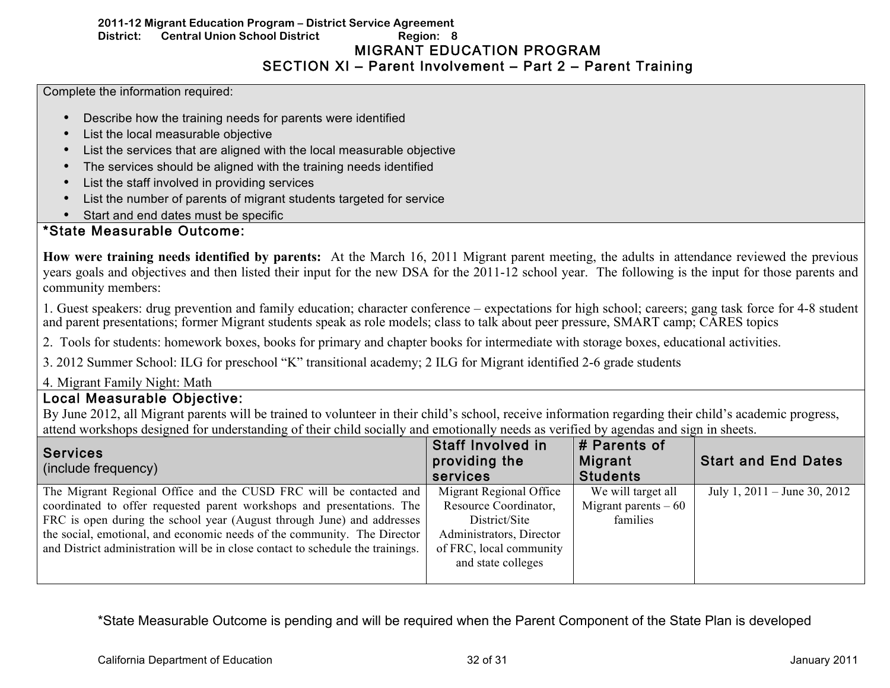2011-12 Migrant Education Program – District Service Agreement
District: Central Union School District Region: 8

# MIGRANT EDUCATION PROGRAM
## SECTION XI – Parent Involvement – Part 2 – Parent Training

Complete the information required:

- Describe how the training needs for parents were identified
- List the local measurable objective
- List the services that are aligned with the local measurable objective
- The services should be aligned with the training needs identified
- List the staff involved in providing services
- List the number of parents of migrant students targeted for service
- Start and end dates must be specific

### *State Measurable Outcome:

**How were training needs identified by parents:** At the March 16, 2011 Migrant parent meeting, the adults in attendance reviewed the previous years goals and objectives and then listed their input for the new DSA for the 2011-12 school year. The following is the input for those parents and community members:

1. Guest speakers: drug prevention and family education; character conference – expectations for high school; careers; gang task force for 4-8 student and parent presentations; former Migrant students speak as role models; class to talk about peer pressure, SMART camp; CARES topics
2. Tools for students: homework boxes, books for primary and chapter books for intermediate with storage boxes, educational activities.
3. 2012 Summer School: ILG for preschool "K" transitional academy; 2 ILG for Migrant identified 2-6 grade students
4. Migrant Family Night: Math

### Local Measurable Objective:

By June 2012, all Migrant parents will be trained to volunteer in their child's school, receive information regarding their child's academic progress, attend workshops designed for understanding of their child socially and emotionally needs as verified by agendas and sign in sheets.

| Services (include frequency) | Staff Involved in providing the services | # Parents of Migrant Students | Start and End Dates |
|---|---|---|---|
| The Migrant Regional Office and the CUSD FRC will be contacted and coordinated to offer requested parent workshops and presentations. The FRC is open during the school year (August through June) and addresses the social, emotional, and economic needs of the community. The Director and District administration will be in close contact to schedule the trainings. | Migrant Regional Office Resource Coordinator, District/Site Administrators, Director of FRC, local community and state colleges | We will target all Migrant parents – 60 families | July 1, 2011 – June 30, 2012 |

*State Measurable Outcome is pending and will be required when the Parent Component of the State Plan is developed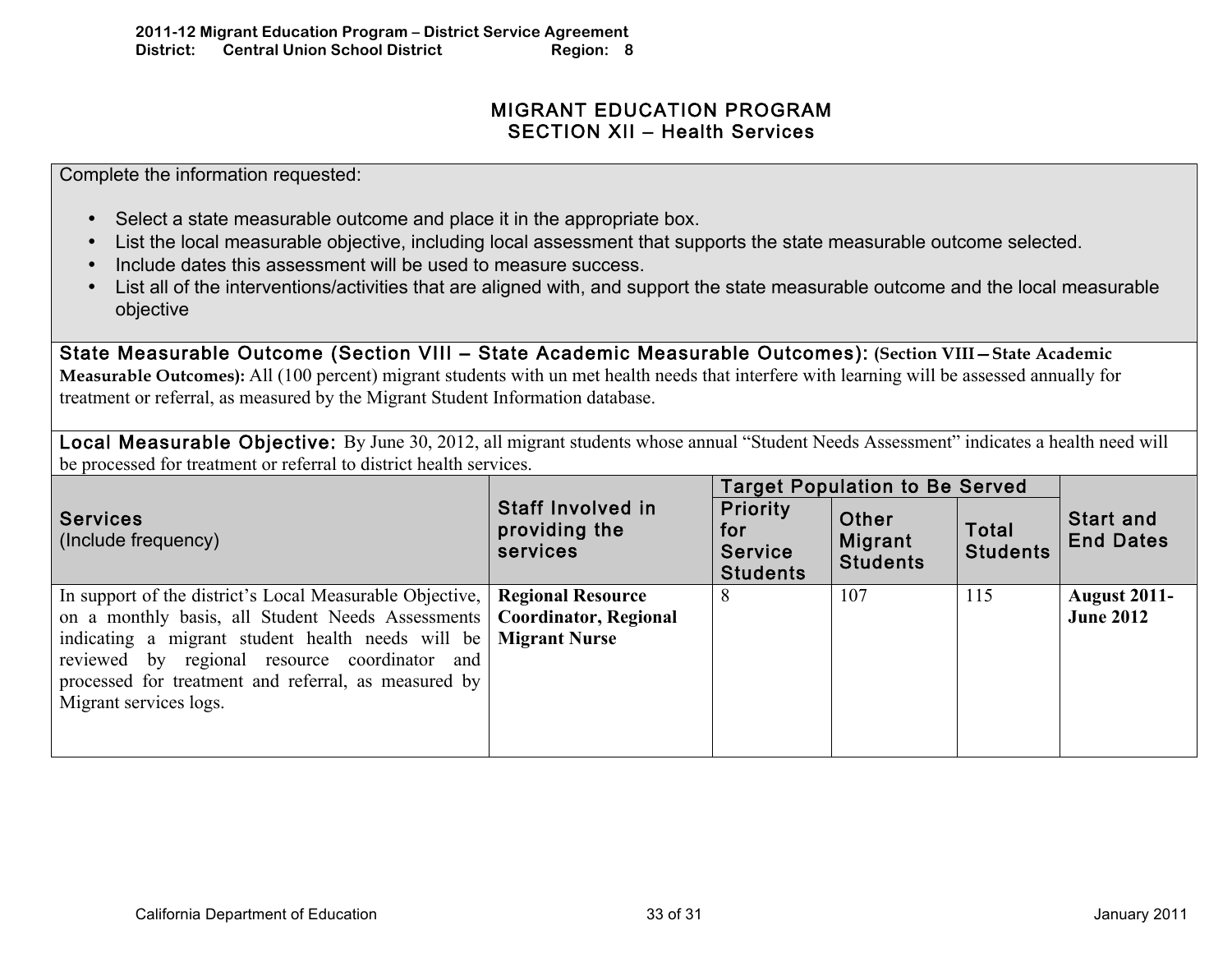# MIGRANT EDUCATION PROGRAM
## SECTION XII – Health Services

Complete the information requested:

- Select a state measurable outcome and place it in the appropriate box.
- List the local measurable objective, including local assessment that supports the state measurable outcome selected.
- Include dates this assessment will be used to measure success.
- List all of the interventions/activities that are aligned with, and support the state measurable outcome and the local measurable objective

**State Measurable Outcome (Section VIII – State Academic Measurable Outcomes): (Section VIII—State Academic Measurable Outcomes):** All (100 percent) migrant students with un met health needs that interfere with learning will be assessed annually for treatment or referral, as measured by the Migrant Student Information database.

**Local Measurable Objective:** By June 30, 2012, all migrant students whose annual "Student Needs Assessment" indicates a health need will be processed for treatment or referral to district health services.

| Services (Include frequency) | Staff Involved in providing the services | Target Population to Be Served | | | Start and End Dates |
|---|---|---|---|---|---|
| | | Priority for Service Students | Other Migrant Students | Total Students | |
| In support of the district's Local Measurable Objective, on a monthly basis, all Student Needs Assessments indicating a migrant student health needs will be reviewed by regional resource coordinator and processed for treatment and referral, as measured by Migrant services logs. | **Regional Resource Coordinator, Regional Migrant Nurse** | 8 | 107 | 115 | **August 2011-June 2012** |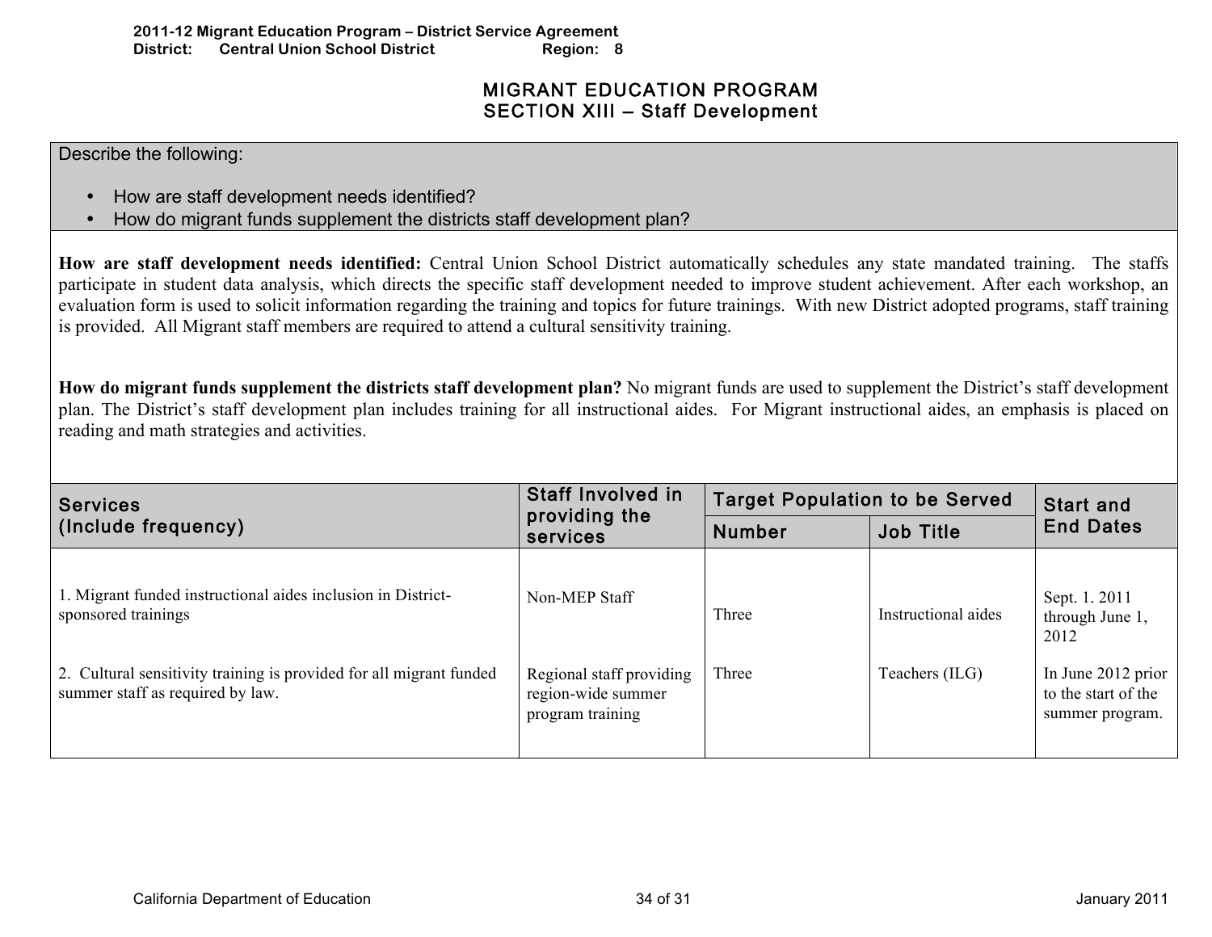# MIGRANT EDUCATION PROGRAM
## SECTION XIII – Staff Development

Describe the following:

- How are staff development needs identified?
- How do migrant funds supplement the districts staff development plan?

**How are staff development needs identified:** Central Union School District automatically schedules any state mandated training. The staffs participate in student data analysis, which directs the specific staff development needed to improve student achievement. After each workshop, an evaluation form is used to solicit information regarding the training and topics for future trainings. With new District adopted programs, staff training is provided. All Migrant staff members are required to attend a cultural sensitivity training.

**How do migrant funds supplement the districts staff development plan?** No migrant funds are used to supplement the District's staff development plan. The District's staff development plan includes training for all instructional aides. For Migrant instructional aides, an emphasis is placed on reading and math strategies and activities.

| Services (Include frequency) | Staff Involved in providing the services | Target Population to be Served | | Start and End Dates |
|---|---|---|---|---|
| | | Number | Job Title | |
| 1. Migrant funded instructional aides inclusion in District-sponsored trainings | Non-MEP Staff | Three | Instructional aides | Sept. 1. 2011 through June 1, 2012 |
| 2. Cultural sensitivity training is provided for all migrant funded summer staff as required by law. | Regional staff providing region-wide summer program training | Three | Teachers (ILG) | In June 2012 prior to the start of the summer program. |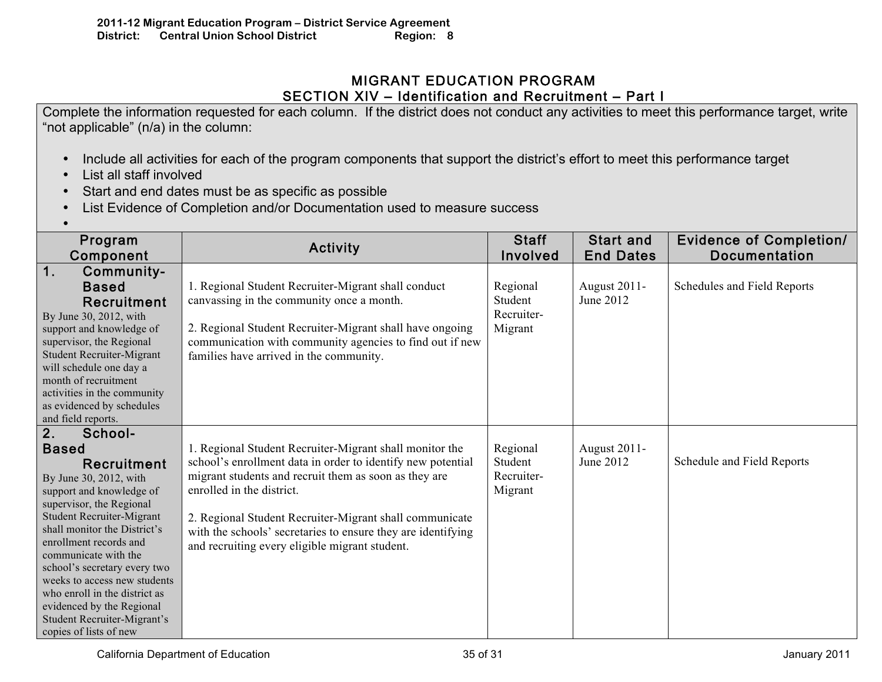## MIGRANT EDUCATION PROGRAM
## SECTION XIV – Identification and Recruitment – Part I

Complete the information requested for each column. If the district does not conduct any activities to meet this performance target, write "not applicable" (n/a) in the column:

- Include all activities for each of the program components that support the district's effort to meet this performance target
- List all staff involved
- Start and end dates must be as specific as possible
- List Evidence of Completion and/or Documentation used to measure success

| Program Component | Activity | Staff Involved | Start and End Dates | Evidence of Completion/ Documentation |
|---|---|---|---|---|
| **1. Community-Based Recruitment** By June 30, 2012, with support and knowledge of supervisor, the Regional Student Recruiter-Migrant will schedule one day a month of recruitment activities in the community as evidenced by schedules and field reports. | 1. Regional Student Recruiter-Migrant shall conduct canvassing in the community once a month.<br><br>2. Regional Student Recruiter-Migrant shall have ongoing communication with community agencies to find out if new families have arrived in the community. | Regional Student Recruiter-Migrant | August 2011-June 2012 | Schedules and Field Reports |
| **2. School-Based Recruitment** By June 30, 2012, with support and knowledge of supervisor, the Regional Student Recruiter-Migrant shall monitor the District's enrollment records and communicate with the school's secretary every two weeks to access new students who enroll in the district as evidenced by the Regional Student Recruiter-Migrant's copies of lists of new | 1. Regional Student Recruiter-Migrant shall monitor the school's enrollment data in order to identify new potential migrant students and recruit them as soon as they are enrolled in the district.<br><br>2. Regional Student Recruiter-Migrant shall communicate with the schools' secretaries to ensure they are identifying and recruiting every eligible migrant student. | Regional Student Recruiter-Migrant | August 2011-June 2012 | Schedule and Field Reports |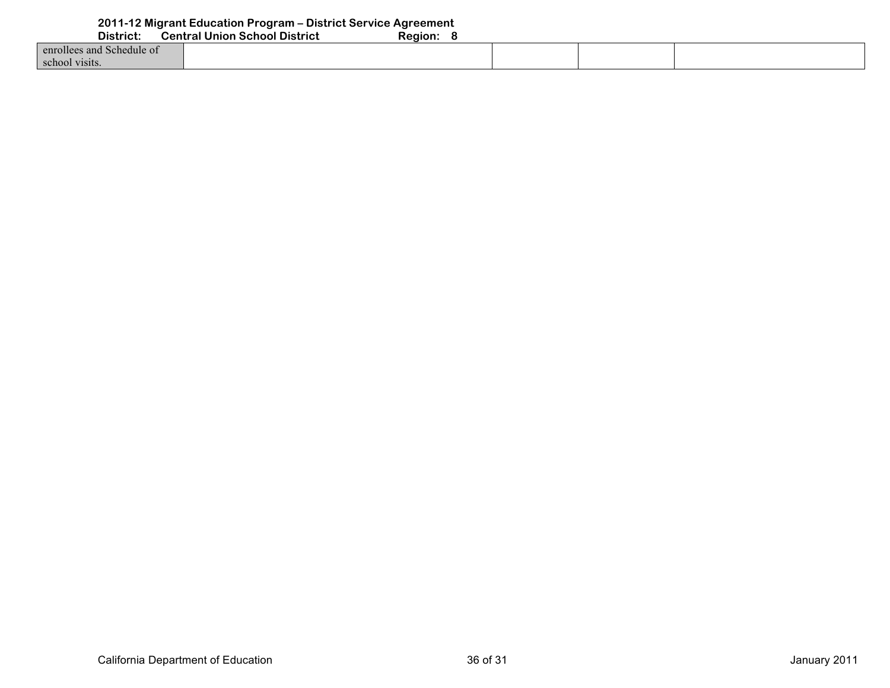| | | | | |
|---|---|---|---|---|
| enrollees and Schedule of school visits. | | | | |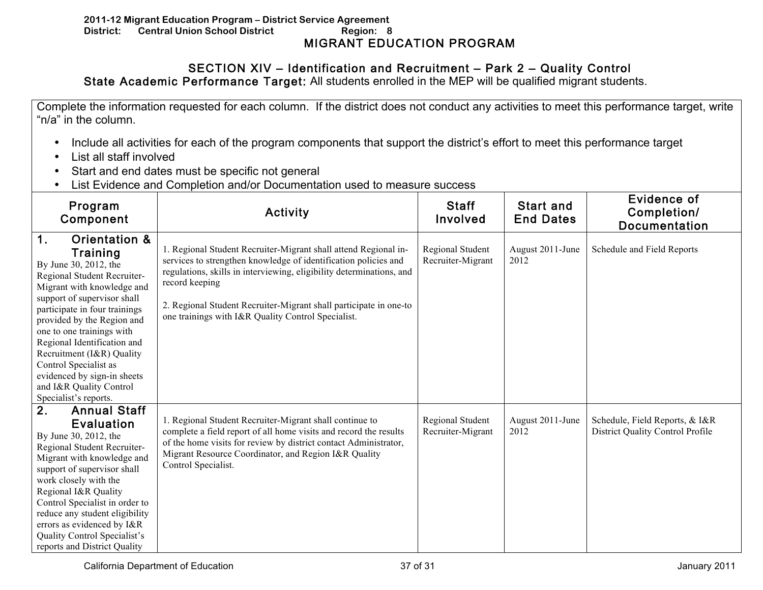**2011-12 Migrant Education Program – District Service Agreement**
**District: Central Union School District Region: 8**

# MIGRANT EDUCATION PROGRAM

## SECTION XIV – Identification and Recruitment – Park 2 – Quality Control

**State Academic Performance Target:** All students enrolled in the MEP will be qualified migrant students.

Complete the information requested for each column. If the district does not conduct any activities to meet this performance target, write "n/a" in the column.

- Include all activities for each of the program components that support the district's effort to meet this performance target
- List all staff involved
- Start and end dates must be specific not general
- List Evidence and Completion and/or Documentation used to measure success

| Program Component | Activity | Staff Involved | Start and End Dates | Evidence of Completion/ Documentation |
|---|---|---|---|---|
| **1. Orientation & Training** By June 30, 2012, the Regional Student Recruiter-Migrant with knowledge and support of supervisor shall participate in four trainings provided by the Region and one to one trainings with Regional Identification and Recruitment (I&R) Quality Control Specialist as evidenced by sign-in sheets and I&R Quality Control Specialist's reports. | 1. Regional Student Recruiter-Migrant shall attend Regional in-services to strengthen knowledge of identification policies and regulations, skills in interviewing, eligibility determinations, and record keeping<br><br>2. Regional Student Recruiter-Migrant shall participate in one-to one trainings with I&R Quality Control Specialist. | Regional Student Recruiter-Migrant | August 2011-June 2012 | Schedule and Field Reports |
| **2. Annual Staff Evaluation** By June 30, 2012, the Regional Student Recruiter-Migrant with knowledge and support of supervisor shall work closely with the Regional I&R Quality Control Specialist in order to reduce any student eligibility errors as evidenced by I&R Quality Control Specialist's reports and District Quality | 1. Regional Student Recruiter-Migrant shall continue to complete a field report of all home visits and record the results of the home visits for review by district contact Administrator, Migrant Resource Coordinator, and Region I&R Quality Control Specialist. | Regional Student Recruiter-Migrant | August 2011-June 2012 | Schedule, Field Reports, & I&R District Quality Control Profile |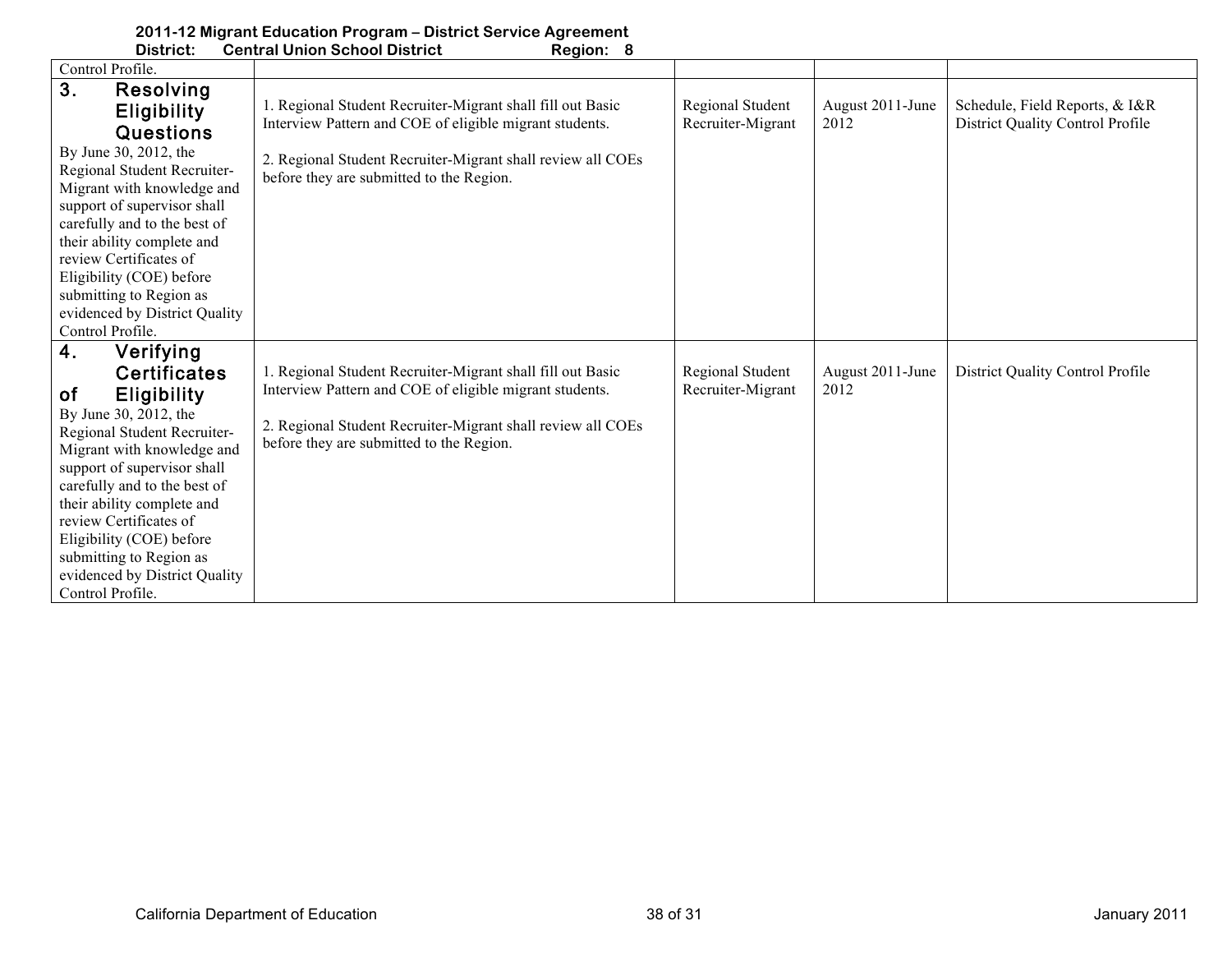| | | | | |
|---|---|---|---|---|
| Control Profile. | | | | |
| **3. Resolving Eligibility Questions**<br>By June 30, 2012, the Regional Student Recruiter-Migrant with knowledge and support of supervisor shall carefully and to the best of their ability complete and review Certificates of Eligibility (COE) before submitting to Region as evidenced by District Quality Control Profile. | 1. Regional Student Recruiter-Migrant shall fill out Basic Interview Pattern and COE of eligible migrant students.<br><br>2. Regional Student Recruiter-Migrant shall review all COEs before they are submitted to the Region. | Regional Student Recruiter-Migrant | August 2011-June 2012 | Schedule, Field Reports, & I&R District Quality Control Profile |
| **4. Verifying Certificates of Eligibility**<br>By June 30, 2012, the Regional Student Recruiter-Migrant with knowledge and support of supervisor shall carefully and to the best of their ability complete and review Certificates of Eligibility (COE) before submitting to Region as evidenced by District Quality Control Profile. | 1. Regional Student Recruiter-Migrant shall fill out Basic Interview Pattern and COE of eligible migrant students.<br><br>2. Regional Student Recruiter-Migrant shall review all COEs before they are submitted to the Region. | Regional Student Recruiter-Migrant | August 2011-June 2012 | District Quality Control Profile |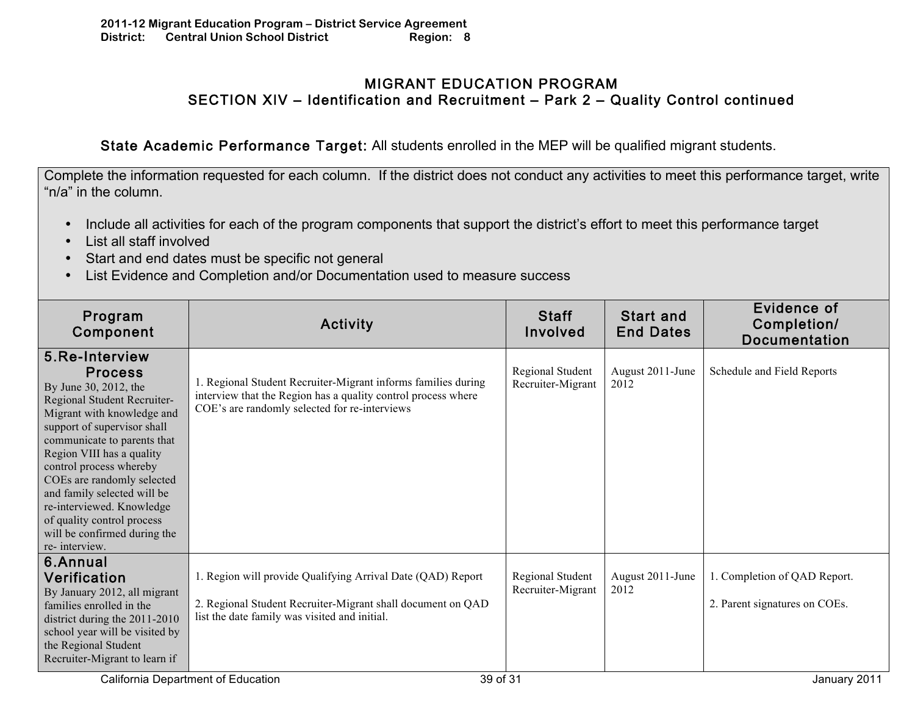# MIGRANT EDUCATION PROGRAM
## SECTION XIV – Identification and Recruitment – Park 2 – Quality Control continued

**State Academic Performance Target:** All students enrolled in the MEP will be qualified migrant students.

Complete the information requested for each column. If the district does not conduct any activities to meet this performance target, write "n/a" in the column.

- Include all activities for each of the program components that support the district's effort to meet this performance target
- List all staff involved
- Start and end dates must be specific not general
- List Evidence and Completion and/or Documentation used to measure success

| Program Component | Activity | Staff Involved | Start and End Dates | Evidence of Completion/ Documentation |
|---|---|---|---|---|
| **5.Re-Interview Process** By June 30, 2012, the Regional Student Recruiter-Migrant with knowledge and support of supervisor shall communicate to parents that Region VIII has a quality control process whereby COEs are randomly selected and family selected will be re-interviewed. Knowledge of quality control process will be confirmed during the re- interview. | 1. Regional Student Recruiter-Migrant informs families during interview that the Region has a quality control process where COE's are randomly selected for re-interviews | Regional Student Recruiter-Migrant | August 2011-June 2012 | Schedule and Field Reports |
| **6.Annual Verification** By January 2012, all migrant families enrolled in the district during the 2011-2010 school year will be visited by the Regional Student Recruiter-Migrant to learn if | 1. Region will provide Qualifying Arrival Date (QAD) Report<br><br>2. Regional Student Recruiter-Migrant shall document on QAD list the date family was visited and initial. | Regional Student Recruiter-Migrant | August 2011-June 2012 | 1. Completion of QAD Report.<br><br>2. Parent signatures on COEs. |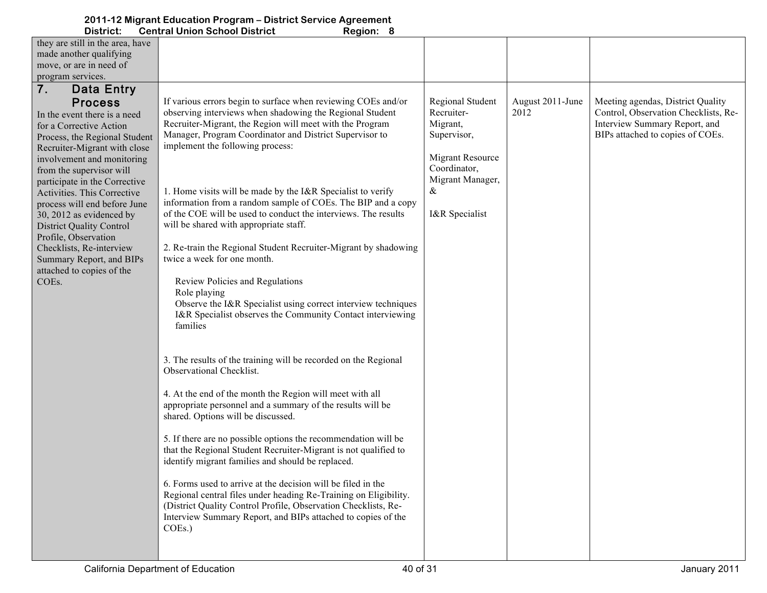| | | | | |
|---|---|---|---|---|
| they are still in the area, have made another qualifying move, or are in need of program services. | | | | |
| **7. Data Entry Process**<br>In the event there is a need for a Corrective Action Process, the Regional Student Recruiter-Migrant with close involvement and monitoring from the supervisor will participate in the Corrective Activities. This Corrective process will end before June 30, 2012 as evidenced by District Quality Control Profile, Observation Checklists, Re-interview Summary Report, and BIPs attached to copies of the COEs. | If various errors begin to surface when reviewing COEs and/or observing interviews when shadowing the Regional Student Recruiter-Migrant, the Region will meet with the Program Manager, Program Coordinator and District Supervisor to implement the following process:<br><br>1. Home visits will be made by the I&R Specialist to verify information from a random sample of COEs. The BIP and a copy of the COE will be used to conduct the interviews. The results will be shared with appropriate staff.<br><br>2. Re-train the Regional Student Recruiter-Migrant by shadowing twice a week for one month.<br>Review Policies and Regulations<br>Role playing<br>Observe the I&R Specialist using correct interview techniques<br>I&R Specialist observes the Community Contact interviewing families<br><br>3. The results of the training will be recorded on the Regional Observational Checklist.<br><br>4. At the end of the month the Region will meet with all appropriate personnel and a summary of the results will be shared. Options will be discussed.<br><br>5. If there are no possible options the recommendation will be that the Regional Student Recruiter-Migrant is not qualified to identify migrant families and should be replaced.<br><br>6. Forms used to arrive at the decision will be filed in the Regional central files under heading Re-Training on Eligibility. (District Quality Control Profile, Observation Checklists, Re-Interview Summary Report, and BIPs attached to copies of the COEs.) | Regional Student Recruiter-Migrant, Supervisor,<br><br>Migrant Resource Coordinator, Migrant Manager, &<br><br>I&R Specialist | August 2011-June 2012 | Meeting agendas, District Quality Control, Observation Checklists, Re-Interview Summary Report, and BIPs attached to copies of COEs. |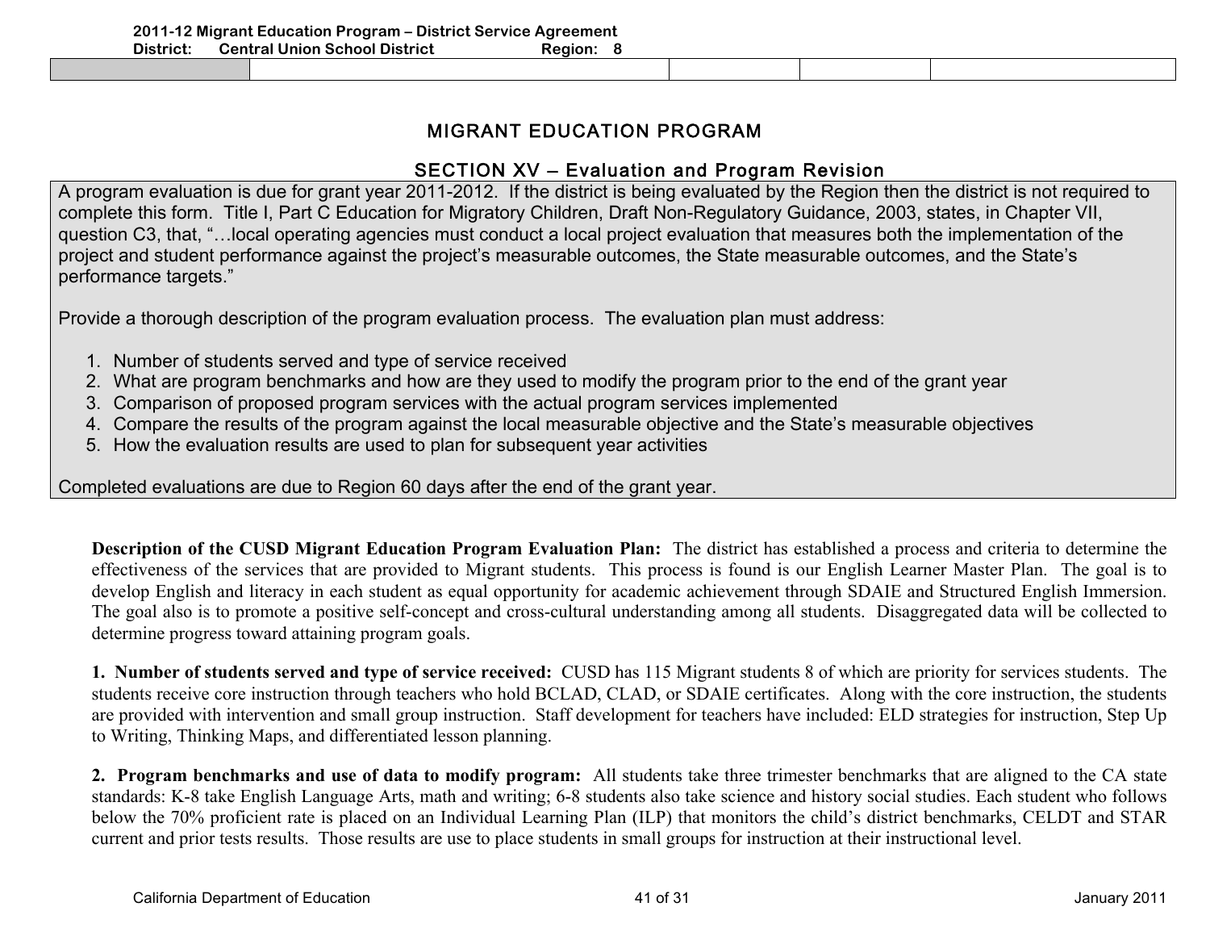# MIGRANT EDUCATION PROGRAM

## SECTION XV – Evaluation and Program Revision

A program evaluation is due for grant year 2011-2012. If the district is being evaluated by the Region then the district is not required to complete this form. Title I, Part C Education for Migratory Children, Draft Non-Regulatory Guidance, 2003, states, in Chapter VII, question C3, that, "…local operating agencies must conduct a local project evaluation that measures both the implementation of the project and student performance against the project's measurable outcomes, the State measurable outcomes, and the State's performance targets."

Provide a thorough description of the program evaluation process. The evaluation plan must address:

1. Number of students served and type of service received
2. What are program benchmarks and how are they used to modify the program prior to the end of the grant year
3. Comparison of proposed program services with the actual program services implemented
4. Compare the results of the program against the local measurable objective and the State's measurable objectives
5. How the evaluation results are used to plan for subsequent year activities

Completed evaluations are due to Region 60 days after the end of the grant year.

**Description of the CUSD Migrant Education Program Evaluation Plan:** The district has established a process and criteria to determine the effectiveness of the services that are provided to Migrant students. This process is found is our English Learner Master Plan. The goal is to develop English and literacy in each student as equal opportunity for academic achievement through SDAIE and Structured English Immersion. The goal also is to promote a positive self-concept and cross-cultural understanding among all students. Disaggregated data will be collected to determine progress toward attaining program goals.

**1. Number of students served and type of service received:** CUSD has 115 Migrant students 8 of which are priority for services students. The students receive core instruction through teachers who hold BCLAD, CLAD, or SDAIE certificates. Along with the core instruction, the students are provided with intervention and small group instruction. Staff development for teachers have included: ELD strategies for instruction, Step Up to Writing, Thinking Maps, and differentiated lesson planning.

**2. Program benchmarks and use of data to modify program:** All students take three trimester benchmarks that are aligned to the CA state standards: K-8 take English Language Arts, math and writing; 6-8 students also take science and history social studies. Each student who follows below the 70% proficient rate is placed on an Individual Learning Plan (ILP) that monitors the child's district benchmarks, CELDT and STAR current and prior tests results. Those results are use to place students in small groups for instruction at their instructional level.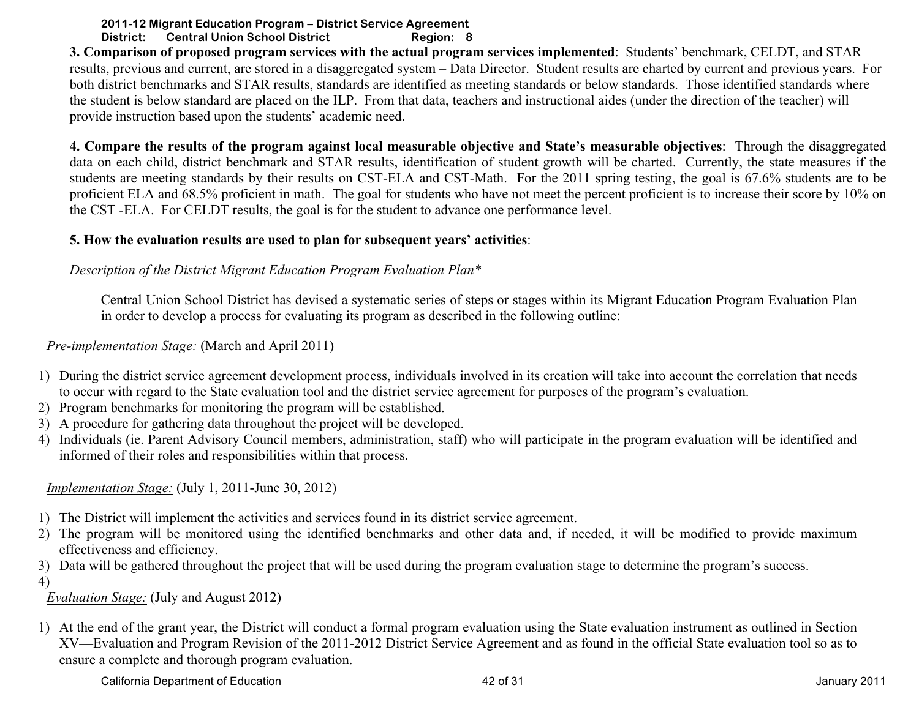**3. Comparison of proposed program services with the actual program services implemented**: Students' benchmark, CELDT, and STAR results, previous and current, are stored in a disaggregated system – Data Director. Student results are charted by current and previous years. For both district benchmarks and STAR results, standards are identified as meeting standards or below standards. Those identified standards where the student is below standard are placed on the ILP. From that data, teachers and instructional aides (under the direction of the teacher) will provide instruction based upon the students' academic need.

**4. Compare the results of the program against local measurable objective and State's measurable objectives**: Through the disaggregated data on each child, district benchmark and STAR results, identification of student growth will be charted. Currently, the state measures if the students are meeting standards by their results on CST-ELA and CST-Math. For the 2011 spring testing, the goal is 67.6% students are to be proficient ELA and 68.5% proficient in math. The goal for students who have not meet the percent proficient is to increase their score by 10% on the CST -ELA. For CELDT results, the goal is for the student to advance one performance level.

**5. How the evaluation results are used to plan for subsequent years' activities**:

*Description of the District Migrant Education Program Evaluation Plan**

Central Union School District has devised a systematic series of steps or stages within its Migrant Education Program Evaluation Plan in order to develop a process for evaluating its program as described in the following outline:

*Pre-implementation Stage:* (March and April 2011)

1) During the district service agreement development process, individuals involved in its creation will take into account the correlation that needs to occur with regard to the State evaluation tool and the district service agreement for purposes of the program's evaluation.
2) Program benchmarks for monitoring the program will be established.
3) A procedure for gathering data throughout the project will be developed.
4) Individuals (ie. Parent Advisory Council members, administration, staff) who will participate in the program evaluation will be identified and informed of their roles and responsibilities within that process.

*Implementation Stage:* (July 1, 2011-June 30, 2012)

1) The District will implement the activities and services found in its district service agreement.
2) The program will be monitored using the identified benchmarks and other data and, if needed, it will be modified to provide maximum effectiveness and efficiency.
3) Data will be gathered throughout the project that will be used during the program evaluation stage to determine the program's success.
4)

*Evaluation Stage:* (July and August 2012)

1) At the end of the grant year, the District will conduct a formal program evaluation using the State evaluation instrument as outlined in Section XV—Evaluation and Program Revision of the 2011-2012 District Service Agreement and as found in the official State evaluation tool so as to ensure a complete and thorough program evaluation.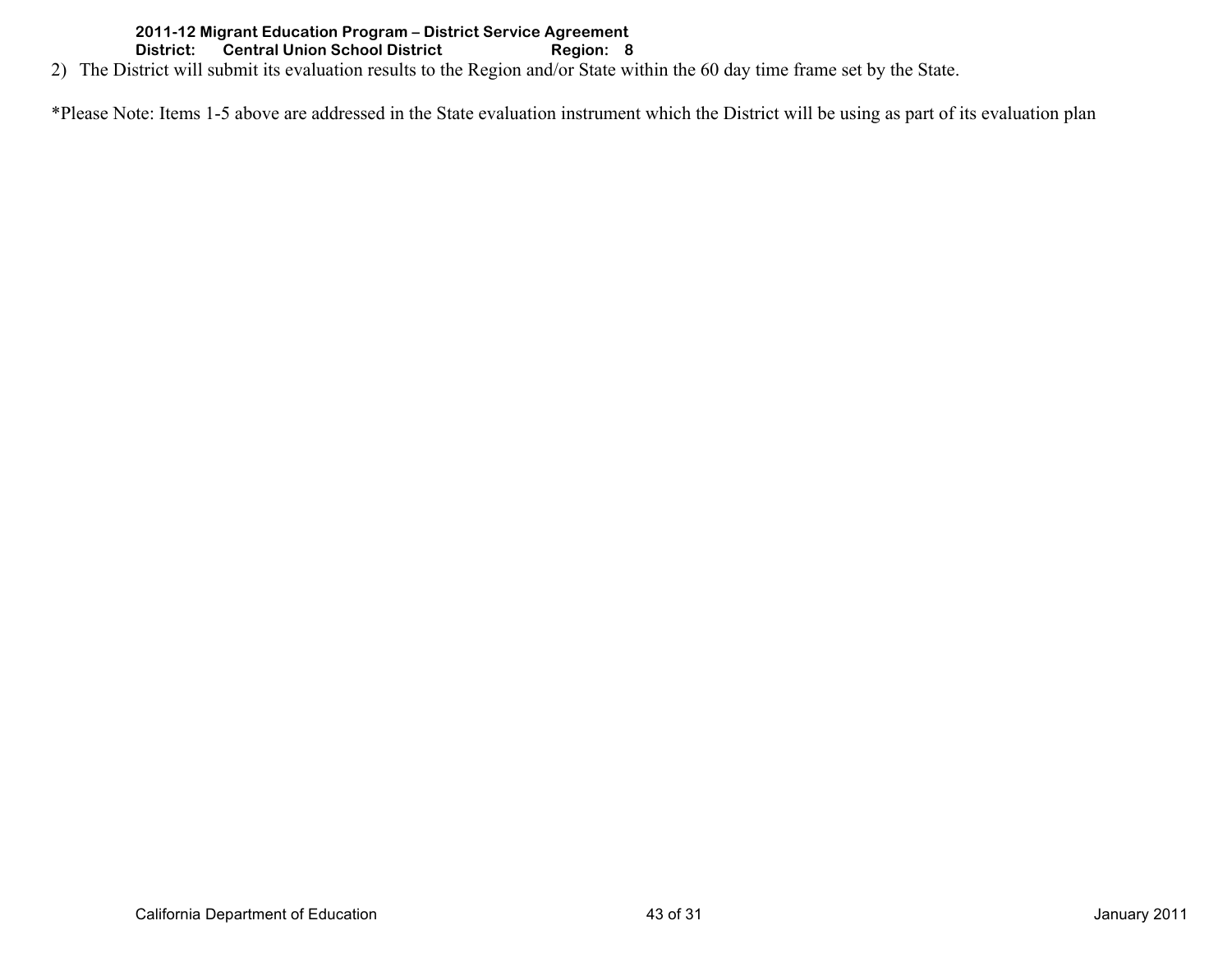2) The District will submit its evaluation results to the Region and/or State within the 60 day time frame set by the State.

*Please Note: Items 1-5 above are addressed in the State evaluation instrument which the District will be using as part of its evaluation plan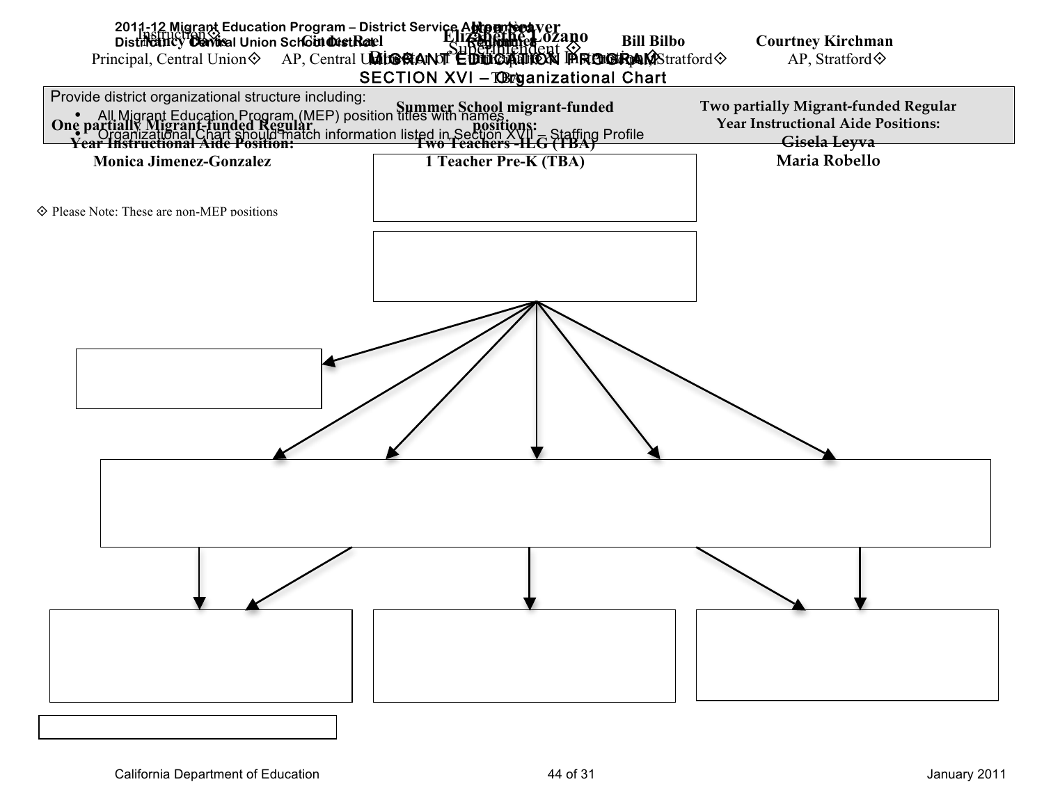# MIGRANT EDUCATION PROGRAM

## SECTION XVI – Organizational Chart

Provide district organizational structure including:

- All Migrant Education Program (MEP) position titles with names
- Organizational Chart should match information listed in Section XVII – Staffing Profile

**Tom Weaver**
Superintendent ⟐

**Elizabethe Lozano**
Director of Instruction ⟐

**Nancy Davis**
Principal, Central Union⟐

**Cindy Rael**
AP, Central Union⟐

**Ron Kelly**
Principal, Stratford⟐

**Bill Bilbo**
Principal, Stratford⟐

**Courtney Kirchman**
AP, Stratford⟐

**One partially Migrant-funded Regular Year Instructional Aide Position:**
**Monica Jimenez-Gonzalez**

**Summer School migrant-funded positions:**
**Two Teachers -ILG (TBA)**
**1 Teacher Pre-K (TBA)**

**Two partially Migrant-funded Regular Year Instructional Aide Positions:**
**Gisela Leyva**
**Maria Robello**

⟐ Please Note: These are non-MEP positions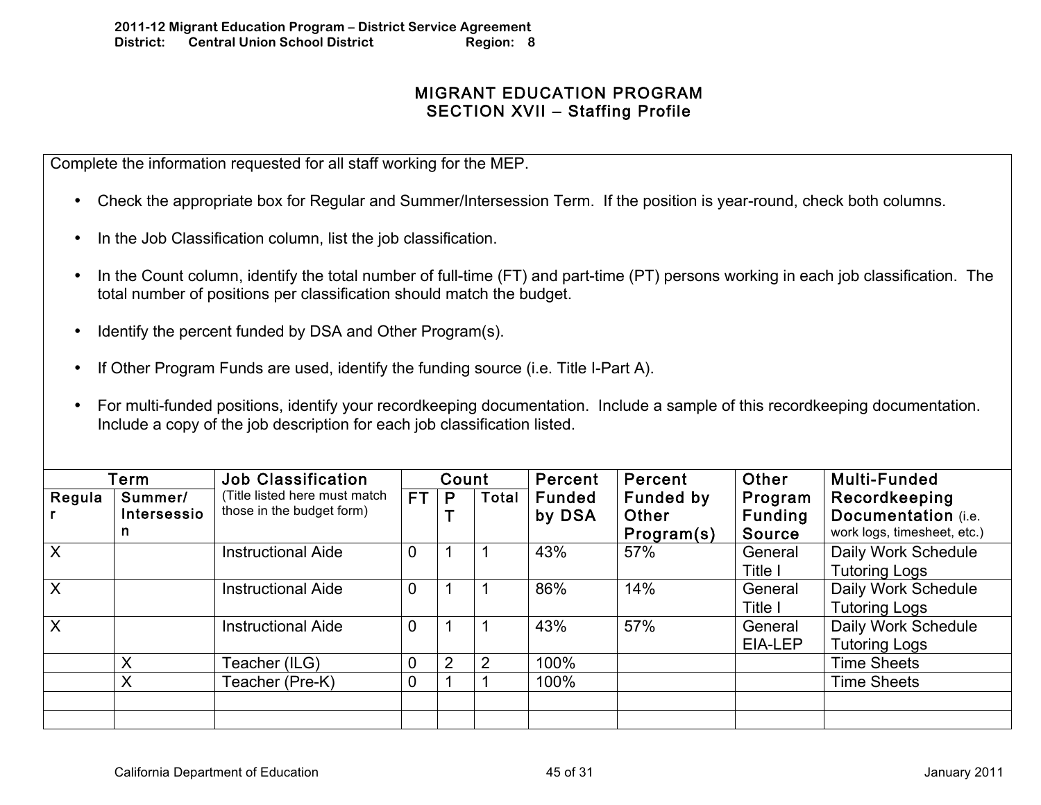2011-12 Migrant Education Program – District Service Agreement
District: Central Union School District Region: 8

# MIGRANT EDUCATION PROGRAM
## SECTION XVII – Staffing Profile

Complete the information requested for all staff working for the MEP.

- Check the appropriate box for Regular and Summer/Intersession Term. If the position is year-round, check both columns.
- In the Job Classification column, list the job classification.
- In the Count column, identify the total number of full-time (FT) and part-time (PT) persons working in each job classification. The total number of positions per classification should match the budget.
- Identify the percent funded by DSA and Other Program(s).
- If Other Program Funds are used, identify the funding source (i.e. Title I-Part A).
- For multi-funded positions, identify your recordkeeping documentation. Include a sample of this recordkeeping documentation. Include a copy of the job description for each job classification listed.

| Term | | Job Classification (Title listed here must match those in the budget form) | Count | | | Percent Funded by DSA | Percent Funded by Other Program(s) | Other Program Funding Source | Multi-Funded Recordkeeping Documentation (i.e. work logs, timesheet, etc.) |
|---|---|---|---|---|---|---|---|---|---|
| Regular | Summer/ Intersession | | FT | PT | Total | | | | |
| X | | Instructional Aide | 0 | 1 | 1 | 43% | 57% | General Title I | Daily Work Schedule Tutoring Logs |
| X | | Instructional Aide | 0 | 1 | 1 | 86% | 14% | General Title I | Daily Work Schedule Tutoring Logs |
| X | | Instructional Aide | 0 | 1 | 1 | 43% | 57% | General EIA-LEP | Daily Work Schedule Tutoring Logs |
| | X | Teacher (ILG) | 0 | 2 | 2 | 100% | | | Time Sheets |
| | X | Teacher (Pre-K) | 0 | 1 | 1 | 100% | | | Time Sheets |
| | | | | | | | | | |
| | | | | | | | | | |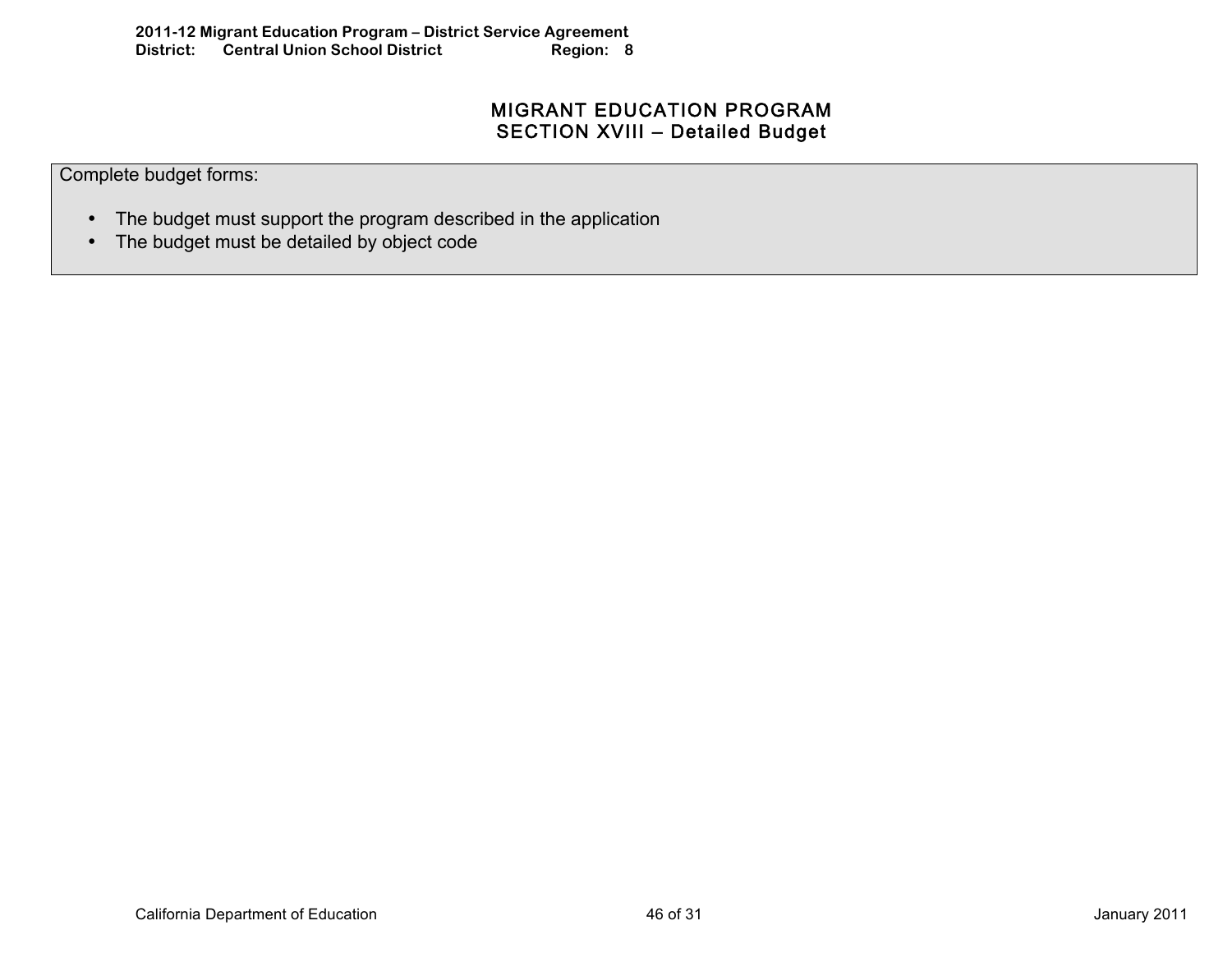# MIGRANT EDUCATION PROGRAM
## SECTION XVIII – Detailed Budget

Complete budget forms:

- The budget must support the program described in the application
- The budget must be detailed by object code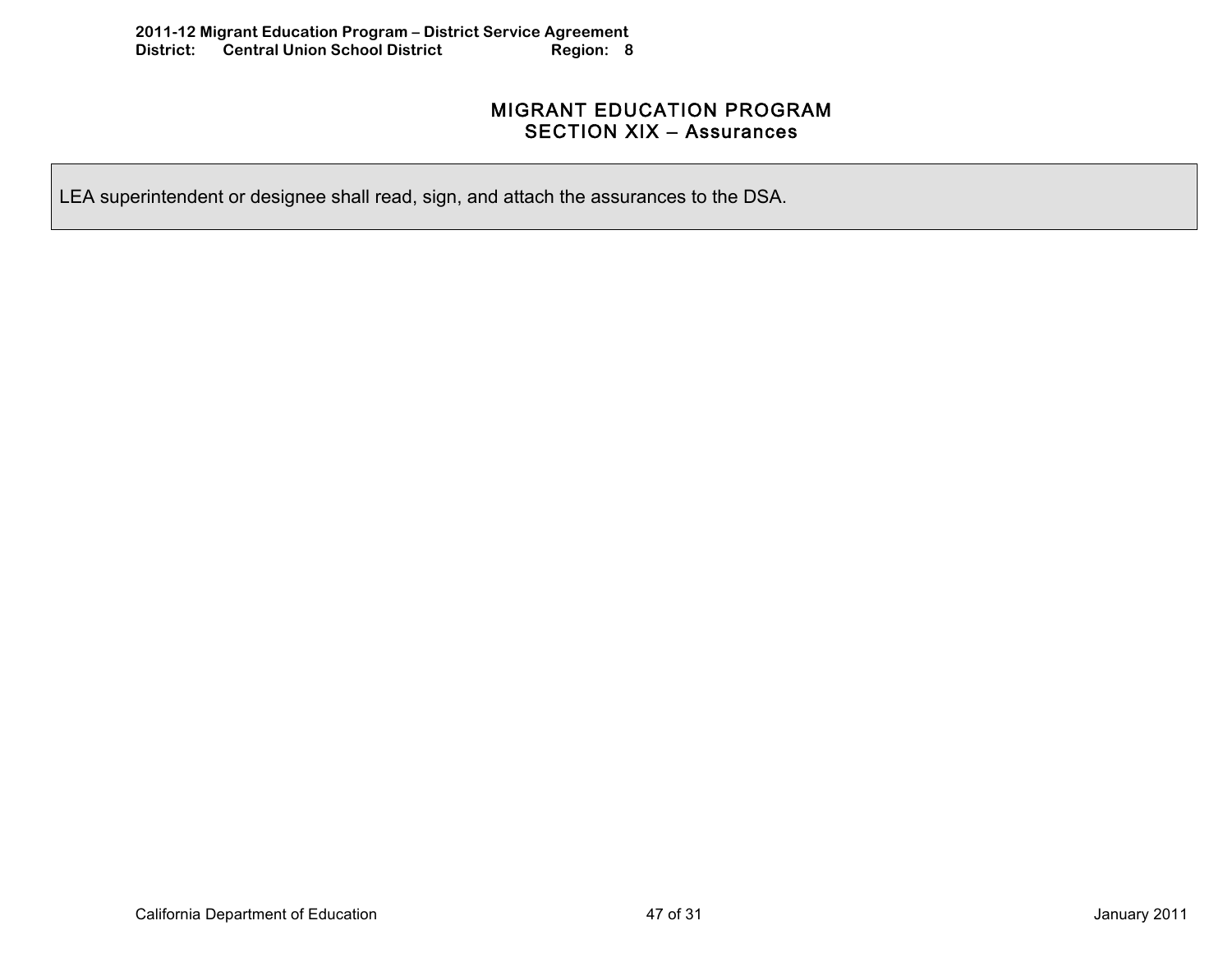# MIGRANT EDUCATION PROGRAM
## SECTION XIX – Assurances

LEA superintendent or designee shall read, sign, and attach the assurances to the DSA.